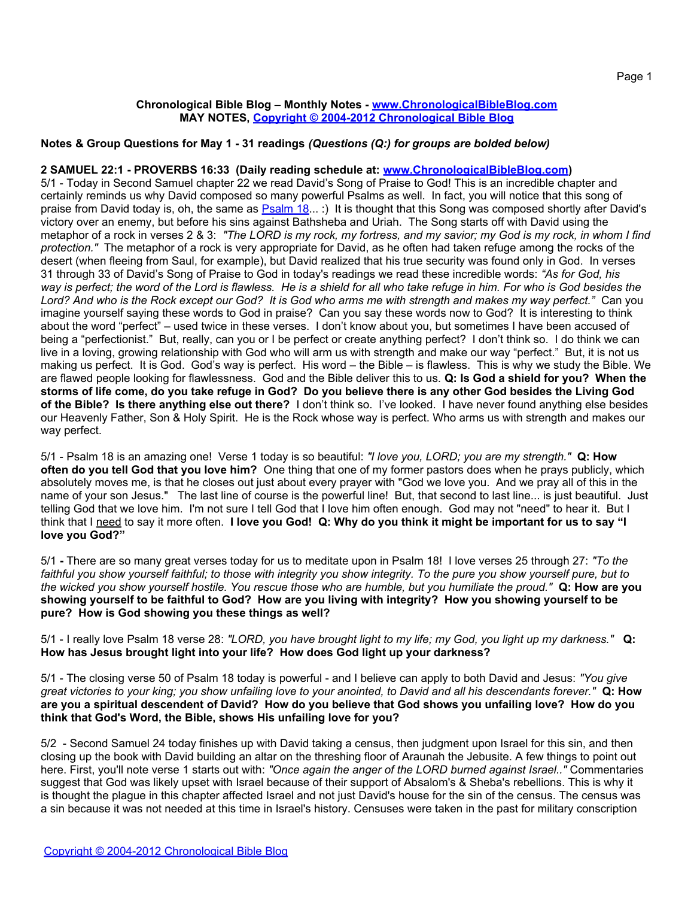**Chronological Bible Blog – Monthly Notes - [www.ChronologicalBibleBlog.com](http://www.ChronologicalBibleBlog.com)**
**MAY NOTES, [Copyright © 2004-2012 Chronological Bible Blog](#)**

**Notes & Group Questions for May 1 - 31 readings** ***(Questions (Q:) for groups are bolded below)***

**2 SAMUEL 22:1 - PROVERBS 16:33 (Daily reading schedule at: [www.ChronologicalBibleBlog.com](http://www.ChronologicalBibleBlog.com))**

5/1 - Today in Second Samuel chapter 22 we read David's Song of Praise to God! This is an incredible chapter and certainly reminds us why David composed so many powerful Psalms as well. In fact, you will notice that this song of praise from David today is, oh, the same as [Psalm 18](#)... :) It is thought that this Song was composed shortly after David's victory over an enemy, but before his sins against Bathsheba and Uriah. The Song starts off with David using the metaphor of a rock in verses 2 & 3: *"The LORD is my rock, my fortress, and my savior; my God is my rock, in whom I find protection."* The metaphor of a rock is very appropriate for David, as he often had taken refuge among the rocks of the desert (when fleeing from Saul, for example), but David realized that his true security was found only in God. In verses 31 through 33 of David's Song of Praise to God in today's readings we read these incredible words: *"As for God, his way is perfect; the word of the Lord is flawless. He is a shield for all who take refuge in him. For who is God besides the Lord? And who is the Rock except our God? It is God who arms me with strength and makes my way perfect."* Can you imagine yourself saying these words to God in praise? Can you say these words now to God? It is interesting to think about the word "perfect" – used twice in these verses. I don't know about you, but sometimes I have been accused of being a "perfectionist." But, really, can you or I be perfect or create anything perfect? I don't think so. I do think we can live in a loving, growing relationship with God who will arm us with strength and make our way "perfect." But, it is not us making us perfect. It is God. God's way is perfect. His word – the Bible – is flawless. This is why we study the Bible. We are flawed people looking for flawlessness. God and the Bible deliver this to us. **Q: Is God a shield for you? When the storms of life come, do you take refuge in God? Do you believe there is any other God besides the Living God of the Bible? Is there anything else out there?** I don't think so. I've looked. I have never found anything else besides our Heavenly Father, Son & Holy Spirit. He is the Rock whose way is perfect. Who arms us with strength and makes our way perfect.

5/1 - Psalm 18 is an amazing one! Verse 1 today is so beautiful: *"I love you, LORD; you are my strength."* **Q: How often do you tell God that you love him?** One thing that one of my former pastors does when he prays publicly, which absolutely moves me, is that he closes out just about every prayer with "God we love you. And we pray all of this in the name of your son Jesus." The last line of course is the powerful line! But, that second to last line... is just beautiful. Just telling God that we love him. I'm not sure I tell God that I love him often enough. God may not "need" to hear it. But I think that I <u>need</u> to say it more often. **I love you God! Q: Why do you think it might be important for us to say "I love you God?"**

5/1 **-** There are so many great verses today for us to meditate upon in Psalm 18! I love verses 25 through 27: *"To the faithful you show yourself faithful; to those with integrity you show integrity. To the pure you show yourself pure, but to the wicked you show yourself hostile. You rescue those who are humble, but you humiliate the proud."* **Q: How are you showing yourself to be faithful to God? How are you living with integrity? How you showing yourself to be pure? How is God showing you these things as well?**

5/1 - I really love Psalm 18 verse 28: *"LORD, you have brought light to my life; my God, you light up my darkness."* **Q: How has Jesus brought light into your life? How does God light up your darkness?**

5/1 - The closing verse 50 of Psalm 18 today is powerful - and I believe can apply to both David and Jesus: *"You give great victories to your king; you show unfailing love to your anointed, to David and all his descendants forever."* **Q: How are you a spiritual descendent of David? How do you believe that God shows you unfailing love? How do you think that God's Word, the Bible, shows His unfailing love for you?**

5/2 - Second Samuel 24 today finishes up with David taking a census, then judgment upon Israel for this sin, and then closing up the book with David building an altar on the threshing floor of Araunah the Jebusite. A few things to point out here. First, you'll note verse 1 starts out with: *"Once again the anger of the LORD burned against Israel.."* Commentaries suggest that God was likely upset with Israel because of their support of Absalom's & Sheba's rebellions. This is why it is thought the plague in this chapter affected Israel and not just David's house for the sin of the census. The census was a sin because it was not needed at this time in Israel's history. Censuses were taken in the past for military conscription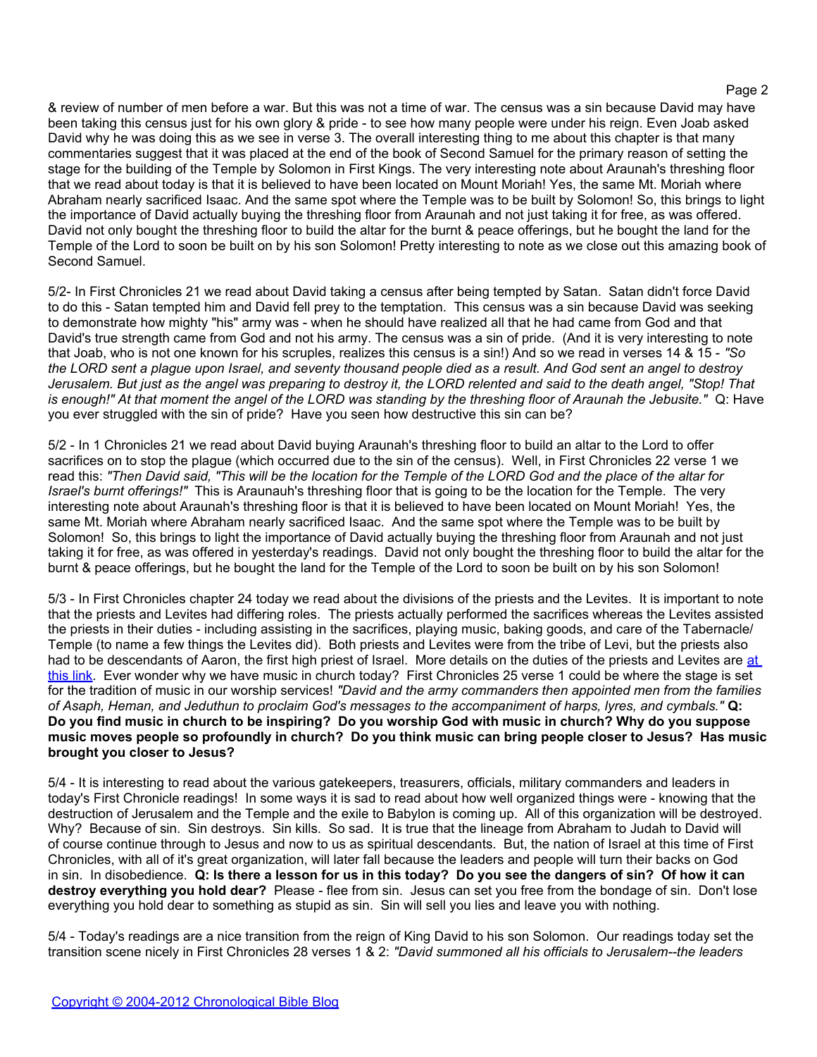& review of number of men before a war. But this was not a time of war. The census was a sin because David may have been taking this census just for his own glory & pride - to see how many people were under his reign. Even Joab asked David why he was doing this as we see in verse 3. The overall interesting thing to me about this chapter is that many commentaries suggest that it was placed at the end of the book of Second Samuel for the primary reason of setting the stage for the building of the Temple by Solomon in First Kings. The very interesting note about Araunah's threshing floor that we read about today is that it is believed to have been located on Mount Moriah! Yes, the same Mt. Moriah where Abraham nearly sacrificed Isaac. And the same spot where the Temple was to be built by Solomon! So, this brings to light the importance of David actually buying the threshing floor from Araunah and not just taking it for free, as was offered. David not only bought the threshing floor to build the altar for the burnt & peace offerings, but he bought the land for the Temple of the Lord to soon be built on by his son Solomon! Pretty interesting to note as we close out this amazing book of Second Samuel.

5/2- In First Chronicles 21 we read about David taking a census after being tempted by Satan. Satan didn't force David to do this - Satan tempted him and David fell prey to the temptation. This census was a sin because David was seeking to demonstrate how mighty "his" army was - when he should have realized all that he had came from God and that David's true strength came from God and not his army. The census was a sin of pride. (And it is very interesting to note that Joab, who is not one known for his scruples, realizes this census is a sin!) And so we read in verses 14 & 15 - *"So the LORD sent a plague upon Israel, and seventy thousand people died as a result. And God sent an angel to destroy Jerusalem. But just as the angel was preparing to destroy it, the LORD relented and said to the death angel, "Stop! That is enough!" At that moment the angel of the LORD was standing by the threshing floor of Araunah the Jebusite."* Q: Have you ever struggled with the sin of pride? Have you seen how destructive this sin can be?

5/2 - In 1 Chronicles 21 we read about David buying Araunah's threshing floor to build an altar to the Lord to offer sacrifices on to stop the plague (which occurred due to the sin of the census). Well, in First Chronicles 22 verse 1 we read this: *"Then David said, "This will be the location for the Temple of the LORD God and the place of the altar for Israel's burnt offerings!"* This is Araunauh's threshing floor that is going to be the location for the Temple. The very interesting note about Araunah's threshing floor is that it is believed to have been located on Mount Moriah! Yes, the same Mt. Moriah where Abraham nearly sacrificed Isaac. And the same spot where the Temple was to be built by Solomon! So, this brings to light the importance of David actually buying the threshing floor from Araunah and not just taking it for free, as was offered in yesterday's readings. David not only bought the threshing floor to build the altar for the burnt & peace offerings, but he bought the land for the Temple of the Lord to soon be built on by his son Solomon!

5/3 - In First Chronicles chapter 24 today we read about the divisions of the priests and the Levites. It is important to note that the priests and Levites had differing roles. The priests actually performed the sacrifices whereas the Levites assisted the priests in their duties - including assisting in the sacrifices, playing music, baking goods, and care of the Tabernacle/ Temple (to name a few things the Levites did). Both priests and Levites were from the tribe of Levi, but the priests also had to be descendants of Aaron, the first high priest of Israel. More details on the duties of the priests and Levites are at this link. Ever wonder why we have music in church today? First Chronicles 25 verse 1 could be where the stage is set for the tradition of music in our worship services! *"David and the army commanders then appointed men from the families of Asaph, Heman, and Jeduthun to proclaim God's messages to the accompaniment of harps, lyres, and cymbals."* **Q: Do you find music in church to be inspiring? Do you worship God with music in church? Why do you suppose music moves people so profoundly in church? Do you think music can bring people closer to Jesus? Has music brought you closer to Jesus?**

5/4 - It is interesting to read about the various gatekeepers, treasurers, officials, military commanders and leaders in today's First Chronicle readings! In some ways it is sad to read about how well organized things were - knowing that the destruction of Jerusalem and the Temple and the exile to Babylon is coming up. All of this organization will be destroyed. Why? Because of sin. Sin destroys. Sin kills. So sad. It is true that the lineage from Abraham to Judah to David will of course continue through to Jesus and now to us as spiritual descendants. But, the nation of Israel at this time of First Chronicles, with all of it's great organization, will later fall because the leaders and people will turn their backs on God in sin. In disobedience. **Q: Is there a lesson for us in this today? Do you see the dangers of sin? Of how it can destroy everything you hold dear?** Please - flee from sin. Jesus can set you free from the bondage of sin. Don't lose everything you hold dear to something as stupid as sin. Sin will sell you lies and leave you with nothing.

5/4 - Today's readings are a nice transition from the reign of King David to his son Solomon. Our readings today set the transition scene nicely in First Chronicles 28 verses 1 & 2: *"David summoned all his officials to Jerusalem--the leaders*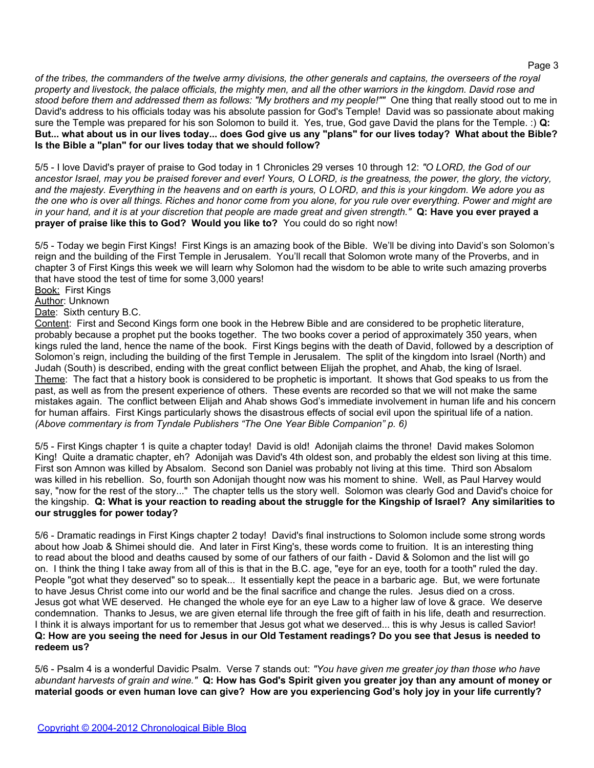*of the tribes, the commanders of the twelve army divisions, the other generals and captains, the overseers of the royal property and livestock, the palace officials, the mighty men, and all the other warriors in the kingdom. David rose and stood before them and addressed them as follows: "My brothers and my people!""* One thing that really stood out to me in David's address to his officials today was his absolute passion for God's Temple! David was so passionate about making sure the Temple was prepared for his son Solomon to build it. Yes, true, God gave David the plans for the Temple. :) **Q: But... what about us in our lives today... does God give us any "plans" for our lives today? What about the Bible? Is the Bible a "plan" for our lives today that we should follow?**

5/5 - I love David's prayer of praise to God today in 1 Chronicles 29 verses 10 through 12: *"O LORD, the God of our ancestor Israel, may you be praised forever and ever! Yours, O LORD, is the greatness, the power, the glory, the victory, and the majesty. Everything in the heavens and on earth is yours, O LORD, and this is your kingdom. We adore you as the one who is over all things. Riches and honor come from you alone, for you rule over everything. Power and might are in your hand, and it is at your discretion that people are made great and given strength."* **Q: Have you ever prayed a prayer of praise like this to God? Would you like to?** You could do so right now!

5/5 - Today we begin First Kings! First Kings is an amazing book of the Bible. We'll be diving into David's son Solomon's reign and the building of the First Temple in Jerusalem. You'll recall that Solomon wrote many of the Proverbs, and in chapter 3 of First Kings this week we will learn why Solomon had the wisdom to be able to write such amazing proverbs that have stood the test of time for some 3,000 years!
Book: First Kings
Author: Unknown
Date: Sixth century B.C.
Content: First and Second Kings form one book in the Hebrew Bible and are considered to be prophetic literature, probably because a prophet put the books together. The two books cover a period of approximately 350 years, when kings ruled the land, hence the name of the book. First Kings begins with the death of David, followed by a description of Solomon's reign, including the building of the first Temple in Jerusalem. The split of the kingdom into Israel (North) and Judah (South) is described, ending with the great conflict between Elijah the prophet, and Ahab, the king of Israel.
Theme: The fact that a history book is considered to be prophetic is important. It shows that God speaks to us from the past, as well as from the present experience of others. These events are recorded so that we will not make the same mistakes again. The conflict between Elijah and Ahab shows God's immediate involvement in human life and his concern for human affairs. First Kings particularly shows the disastrous effects of social evil upon the spiritual life of a nation.
*(Above commentary is from Tyndale Publishers "The One Year Bible Companion" p. 6)*

5/5 - First Kings chapter 1 is quite a chapter today! David is old! Adonijah claims the throne! David makes Solomon King! Quite a dramatic chapter, eh? Adonijah was David's 4th oldest son, and probably the eldest son living at this time. First son Amnon was killed by Absalom. Second son Daniel was probably not living at this time. Third son Absalom was killed in his rebellion. So, fourth son Adonijah thought now was his moment to shine. Well, as Paul Harvey would say, "now for the rest of the story..." The chapter tells us the story well. Solomon was clearly God and David's choice for the kingship. **Q: What is your reaction to reading about the struggle for the Kingship of Israel? Any similarities to our struggles for power today?**

5/6 - Dramatic readings in First Kings chapter 2 today! David's final instructions to Solomon include some strong words about how Joab & Shimei should die. And later in First King's, these words come to fruition. It is an interesting thing to read about the blood and deaths caused by some of our fathers of our faith - David & Solomon and the list will go on. I think the thing I take away from all of this is that in the B.C. age, "eye for an eye, tooth for a tooth" ruled the day. People "got what they deserved" so to speak... It essentially kept the peace in a barbaric age. But, we were fortunate to have Jesus Christ come into our world and be the final sacrifice and change the rules. Jesus died on a cross. Jesus got what WE deserved. He changed the whole eye for an eye Law to a higher law of love & grace. We deserve condemnation. Thanks to Jesus, we are given eternal life through the free gift of faith in his life, death and resurrection. I think it is always important for us to remember that Jesus got what we deserved... this is why Jesus is called Savior! **Q: How are you seeing the need for Jesus in our Old Testament readings? Do you see that Jesus is needed to redeem us?**

5/6 - Psalm 4 is a wonderful Davidic Psalm. Verse 7 stands out: *"You have given me greater joy than those who have abundant harvests of grain and wine."* **Q: How has God's Spirit given you greater joy than any amount of money or material goods or even human love can give? How are you experiencing God's holy joy in your life currently?**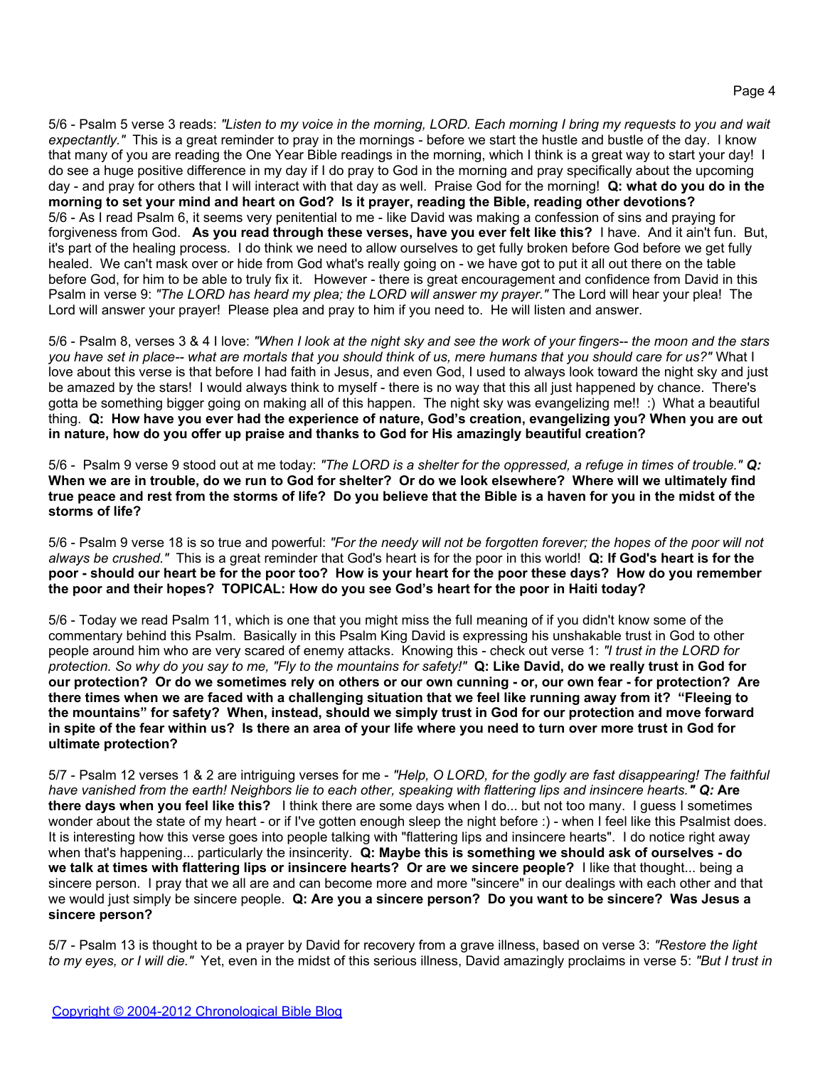5/6 - Psalm 5 verse 3 reads: *"Listen to my voice in the morning, LORD. Each morning I bring my requests to you and wait expectantly."* This is a great reminder to pray in the mornings - before we start the hustle and bustle of the day. I know that many of you are reading the One Year Bible readings in the morning, which I think is a great way to start your day! I do see a huge positive difference in my day if I do pray to God in the morning and pray specifically about the upcoming day - and pray for others that I will interact with that day as well. Praise God for the morning! **Q: what do you do in the morning to set your mind and heart on God? Is it prayer, reading the Bible, reading other devotions?**
5/6 - As I read Psalm 6, it seems very penitential to me - like David was making a confession of sins and praying for forgiveness from God. **As you read through these verses, have you ever felt like this?** I have. And it ain't fun. But, it's part of the healing process. I do think we need to allow ourselves to get fully broken before God before we get fully healed. We can't mask over or hide from God what's really going on - we have got to put it all out there on the table before God, for him to be able to truly fix it. However - there is great encouragement and confidence from David in this Psalm in verse 9: *"The LORD has heard my plea; the LORD will answer my prayer."* The Lord will hear your plea! The Lord will answer your prayer! Please plea and pray to him if you need to. He will listen and answer.

5/6 - Psalm 8, verses 3 & 4 I love: *"When I look at the night sky and see the work of your fingers-- the moon and the stars you have set in place-- what are mortals that you should think of us, mere humans that you should care for us?"* What I love about this verse is that before I had faith in Jesus, and even God, I used to always look toward the night sky and just be amazed by the stars! I would always think to myself - there is no way that this all just happened by chance. There's gotta be something bigger going on making all of this happen. The night sky was evangelizing me!! :) What a beautiful thing. **Q: How have you ever had the experience of nature, God's creation, evangelizing you? When you are out in nature, how do you offer up praise and thanks to God for His amazingly beautiful creation?**

5/6 - Psalm 9 verse 9 stood out at me today: *"The LORD is a shelter for the oppressed, a refuge in times of trouble."* ***Q:*** **When we are in trouble, do we run to God for shelter? Or do we look elsewhere? Where will we ultimately find true peace and rest from the storms of life? Do you believe that the Bible is a haven for you in the midst of the storms of life?**

5/6 - Psalm 9 verse 18 is so true and powerful: *"For the needy will not be forgotten forever; the hopes of the poor will not always be crushed."* This is a great reminder that God's heart is for the poor in this world! **Q: If God's heart is for the poor - should our heart be for the poor too? How is your heart for the poor these days? How do you remember the poor and their hopes? TOPICAL: How do you see God's heart for the poor in Haiti today?**

5/6 - Today we read Psalm 11, which is one that you might miss the full meaning of if you didn't know some of the commentary behind this Psalm. Basically in this Psalm King David is expressing his unshakable trust in God to other people around him who are very scared of enemy attacks. Knowing this - check out verse 1: *"I trust in the LORD for protection. So why do you say to me, "Fly to the mountains for safety!"* **Q: Like David, do we really trust in God for our protection? Or do we sometimes rely on others or our own cunning - or, our own fear - for protection? Are there times when we are faced with a challenging situation that we feel like running away from it? "Fleeing to the mountains" for safety? When, instead, should we simply trust in God for our protection and move forward in spite of the fear within us? Is there an area of your life where you need to turn over more trust in God for ultimate protection?**

5/7 - Psalm 12 verses 1 & 2 are intriguing verses for me - *"Help, O LORD, for the godly are fast disappearing! The faithful have vanished from the earth! Neighbors lie to each other, speaking with flattering lips and insincere hearts."* ***Q:*** **Are there days when you feel like this?** I think there are some days when I do... but not too many. I guess I sometimes wonder about the state of my heart - or if I've gotten enough sleep the night before :) - when I feel like this Psalmist does. It is interesting how this verse goes into people talking with "flattering lips and insincere hearts". I do notice right away when that's happening... particularly the insincerity. **Q: Maybe this is something we should ask of ourselves - do we talk at times with flattering lips or insincere hearts? Or are we sincere people?** I like that thought... being a sincere person. I pray that we all are and can become more and more "sincere" in our dealings with each other and that we would just simply be sincere people. **Q: Are you a sincere person? Do you want to be sincere? Was Jesus a sincere person?**

5/7 - Psalm 13 is thought to be a prayer by David for recovery from a grave illness, based on verse 3: *"Restore the light to my eyes, or I will die."* Yet, even in the midst of this serious illness, David amazingly proclaims in verse 5: *"But I trust in*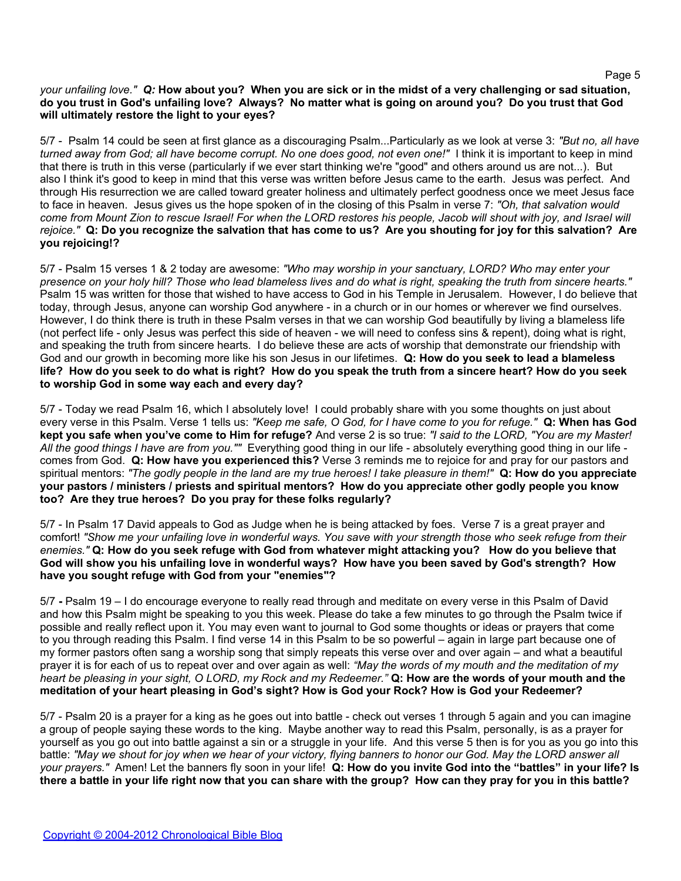*your unfailing love." Q:* **How about you? When you are sick or in the midst of a very challenging or sad situation, do you trust in God's unfailing love? Always? No matter what is going on around you? Do you trust that God will ultimately restore the light to your eyes?**

5/7 - Psalm 14 could be seen at first glance as a discouraging Psalm...Particularly as we look at verse 3: *"But no, all have turned away from God; all have become corrupt. No one does good, not even one!"* I think it is important to keep in mind that there is truth in this verse (particularly if we ever start thinking we're "good" and others around us are not...). But also I think it's good to keep in mind that this verse was written before Jesus came to the earth. Jesus was perfect. And through His resurrection we are called toward greater holiness and ultimately perfect goodness once we meet Jesus face to face in heaven. Jesus gives us the hope spoken of in the closing of this Psalm in verse 7: *"Oh, that salvation would come from Mount Zion to rescue Israel! For when the LORD restores his people, Jacob will shout with joy, and Israel will rejoice."* **Q: Do you recognize the salvation that has come to us? Are you shouting for joy for this salvation? Are you rejoicing!?**

5/7 - Psalm 15 verses 1 & 2 today are awesome: *"Who may worship in your sanctuary, LORD? Who may enter your presence on your holy hill? Those who lead blameless lives and do what is right, speaking the truth from sincere hearts."* Psalm 15 was written for those that wished to have access to God in his Temple in Jerusalem. However, I do believe that today, through Jesus, anyone can worship God anywhere - in a church or in our homes or wherever we find ourselves. However, I do think there is truth in these Psalm verses in that we can worship God beautifully by living a blameless life (not perfect life - only Jesus was perfect this side of heaven - we will need to confess sins & repent), doing what is right, and speaking the truth from sincere hearts. I do believe these are acts of worship that demonstrate our friendship with God and our growth in becoming more like his son Jesus in our lifetimes. **Q: How do you seek to lead a blameless life? How do you seek to do what is right? How do you speak the truth from a sincere heart? How do you seek to worship God in some way each and every day?**

5/7 - Today we read Psalm 16, which I absolutely love! I could probably share with you some thoughts on just about every verse in this Psalm. Verse 1 tells us: *"Keep me safe, O God, for I have come to you for refuge."* **Q: When has God kept you safe when you've come to Him for refuge?** And verse 2 is so true: *"I said to the LORD, "You are my Master! All the good things I have are from you.""* Everything good thing in our life - absolutely everything good thing in our life - comes from God. **Q: How have you experienced this?** Verse 3 reminds me to rejoice for and pray for our pastors and spiritual mentors: *"The godly people in the land are my true heroes! I take pleasure in them!"* **Q: How do you appreciate your pastors / ministers / priests and spiritual mentors? How do you appreciate other godly people you know too? Are they true heroes? Do you pray for these folks regularly?**

5/7 - In Psalm 17 David appeals to God as Judge when he is being attacked by foes. Verse 7 is a great prayer and comfort! *"Show me your unfailing love in wonderful ways. You save with your strength those who seek refuge from their enemies."* **Q: How do you seek refuge with God from whatever might attacking you? How do you believe that God will show you his unfailing love in wonderful ways? How have you been saved by God's strength? How have you sought refuge with God from your "enemies"?**

5/7 **-** Psalm 19 – I do encourage everyone to really read through and meditate on every verse in this Psalm of David and how this Psalm might be speaking to you this week. Please do take a few minutes to go through the Psalm twice if possible and really reflect upon it. You may even want to journal to God some thoughts or ideas or prayers that come to you through reading this Psalm. I find verse 14 in this Psalm to be so powerful – again in large part because one of my former pastors often sang a worship song that simply repeats this verse over and over again – and what a beautiful prayer it is for each of us to repeat over and over again as well: *"May the words of my mouth and the meditation of my heart be pleasing in your sight, O LORD, my Rock and my Redeemer."* **Q: How are the words of your mouth and the meditation of your heart pleasing in God's sight? How is God your Rock? How is God your Redeemer?**

5/7 - Psalm 20 is a prayer for a king as he goes out into battle - check out verses 1 through 5 again and you can imagine a group of people saying these words to the king. Maybe another way to read this Psalm, personally, is as a prayer for yourself as you go out into battle against a sin or a struggle in your life. And this verse 5 then is for you as you go into this battle: *"May we shout for joy when we hear of your victory, flying banners to honor our God. May the LORD answer all your prayers."* Amen! Let the banners fly soon in your life! **Q: How do you invite God into the "battles" in your life? Is there a battle in your life right now that you can share with the group? How can they pray for you in this battle?**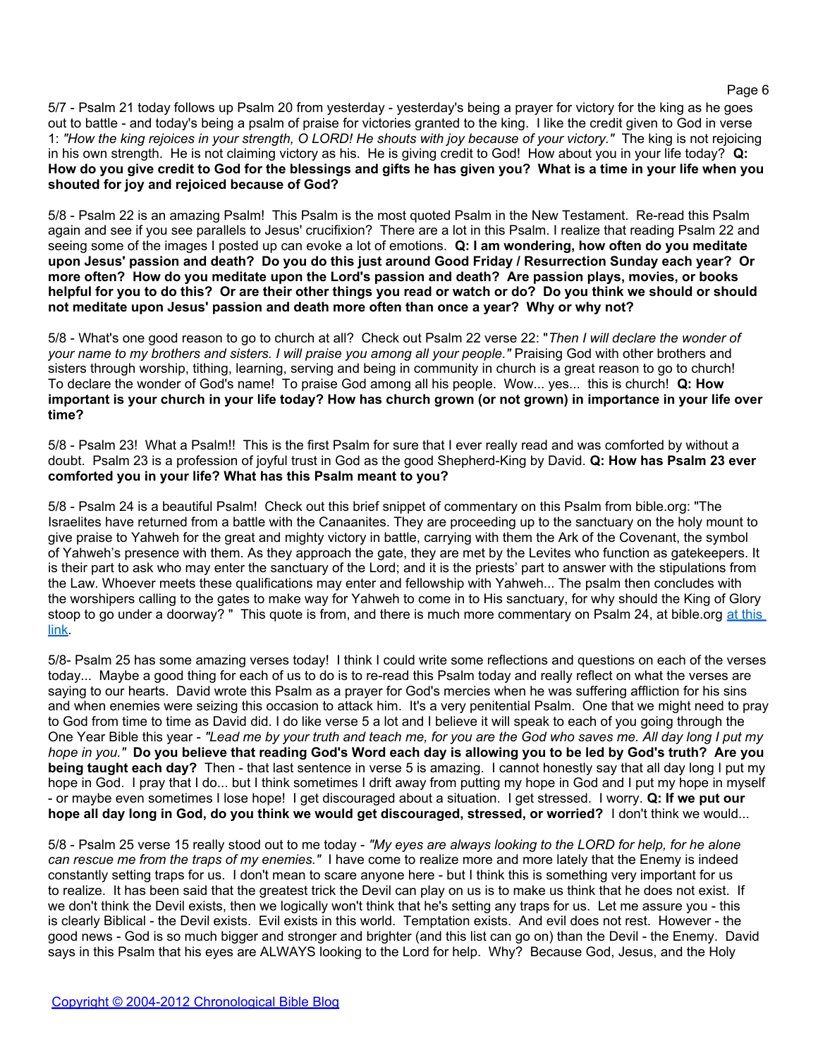5/7 - Psalm 21 today follows up Psalm 20 from yesterday - yesterday's being a prayer for victory for the king as he goes out to battle - and today's being a psalm of praise for victories granted to the king.  I like the credit given to God in verse 1: *"How the king rejoices in your strength, O LORD! He shouts with joy because of your victory."*  The king is not rejoicing in his own strength.  He is not claiming victory as his.  He is giving credit to God!  How about you in your life today?  **Q: How do you give credit to God for the blessings and gifts he has given you?  What is a time in your life when you shouted for joy and rejoiced because of God?**

5/8 - Psalm 22 is an amazing Psalm!  This Psalm is the most quoted Psalm in the New Testament.  Re-read this Psalm again and see if you see parallels to Jesus' crucifixion?  There are a lot in this Psalm. I realize that reading Psalm 22 and seeing some of the images I posted up can evoke a lot of emotions.  **Q: I am wondering, how often do you meditate upon Jesus' passion and death?  Do you do this just around Good Friday / Resurrection Sunday each year?  Or more often?  How do you meditate upon the Lord's passion and death?  Are passion plays, movies, or books helpful for you to do this?  Or are their other things you read or watch or do?  Do you think we should or should not meditate upon Jesus' passion and death more often than once a year?  Why or why not?**

5/8 - What's one good reason to go to church at all?  Check out Psalm 22 verse 22: "*Then I will declare the wonder of your name to my brothers and sisters. I will praise you among all your people."* Praising God with other brothers and sisters through worship, tithing, learning, serving and being in community in church is a great reason to go to church!  To declare the wonder of God's name!  To praise God among all his people.  Wow... yes...  this is church!  **Q: How important is your church in your life today? How has church grown (or not grown) in importance in your life over time?**

5/8 - Psalm 23!  What a Psalm!!  This is the first Psalm for sure that I ever really read and was comforted by without a doubt.  Psalm 23 is a profession of joyful trust in God as the good Shepherd-King by David. **Q: How has Psalm 23 ever comforted you in your life? What has this Psalm meant to you?**

5/8 - Psalm 24 is a beautiful Psalm!  Check out this brief snippet of commentary on this Psalm from bible.org: "The Israelites have returned from a battle with the Canaanites. They are proceeding up to the sanctuary on the holy mount to give praise to Yahweh for the great and mighty victory in battle, carrying with them the Ark of the Covenant, the symbol of Yahweh's presence with them. As they approach the gate, they are met by the Levites who function as gatekeepers. It is their part to ask who may enter the sanctuary of the Lord; and it is the priests' part to answer with the stipulations from the Law. Whoever meets these qualifications may enter and fellowship with Yahweh... The psalm then concludes with the worshipers calling to the gates to make way for Yahweh to come in to His sanctuary, for why should the King of Glory stoop to go under a doorway? "  This quote is from, and there is much more commentary on Psalm 24, at bible.org at this link.

5/8- Psalm 25 has some amazing verses today!  I think I could write some reflections and questions on each of the verses today...  Maybe a good thing for each of us to do is to re-read this Psalm today and really reflect on what the verses are saying to our hearts.  David wrote this Psalm as a prayer for God's mercies when he was suffering affliction for his sins and when enemies were seizing this occasion to attack him.  It's a very penitential Psalm.  One that we might need to pray to God from time to time as David did. I do like verse 5 a lot and I believe it will speak to each of you going through the One Year Bible this year - *"Lead me by your truth and teach me, for you are the God who saves me. All day long I put my hope in you."* **Do you believe that reading God's Word each day is allowing you to be led by God's truth?  Are you being taught each day?**  Then - that last sentence in verse 5 is amazing.  I cannot honestly say that all day long I put my hope in God.  I pray that I do... but I think sometimes I drift away from putting my hope in God and I put my hope in myself - or maybe even sometimes I lose hope!  I get discouraged about a situation.  I get stressed.  I worry. **Q: If we put our hope all day long in God, do you think we would get discouraged, stressed, or worried?**  I don't think we would...

5/8 - Psalm 25 verse 15 really stood out to me today - *"My eyes are always looking to the LORD for help, for he alone can rescue me from the traps of my enemies."*  I have come to realize more and more lately that the Enemy is indeed constantly setting traps for us.  I don't mean to scare anyone here - but I think this is something very important for us to realize.  It has been said that the greatest trick the Devil can play on us is to make us think that he does not exist.  If we don't think the Devil exists, then we logically won't think that he's setting any traps for us.  Let me assure you - this is clearly Biblical - the Devil exists.  Evil exists in this world.  Temptation exists.  And evil does not rest.  However - the good news - God is so much bigger and stronger and brighter (and this list can go on) than the Devil - the Enemy.  David says in this Psalm that his eyes are ALWAYS looking to the Lord for help.  Why?  Because God, Jesus, and the Holy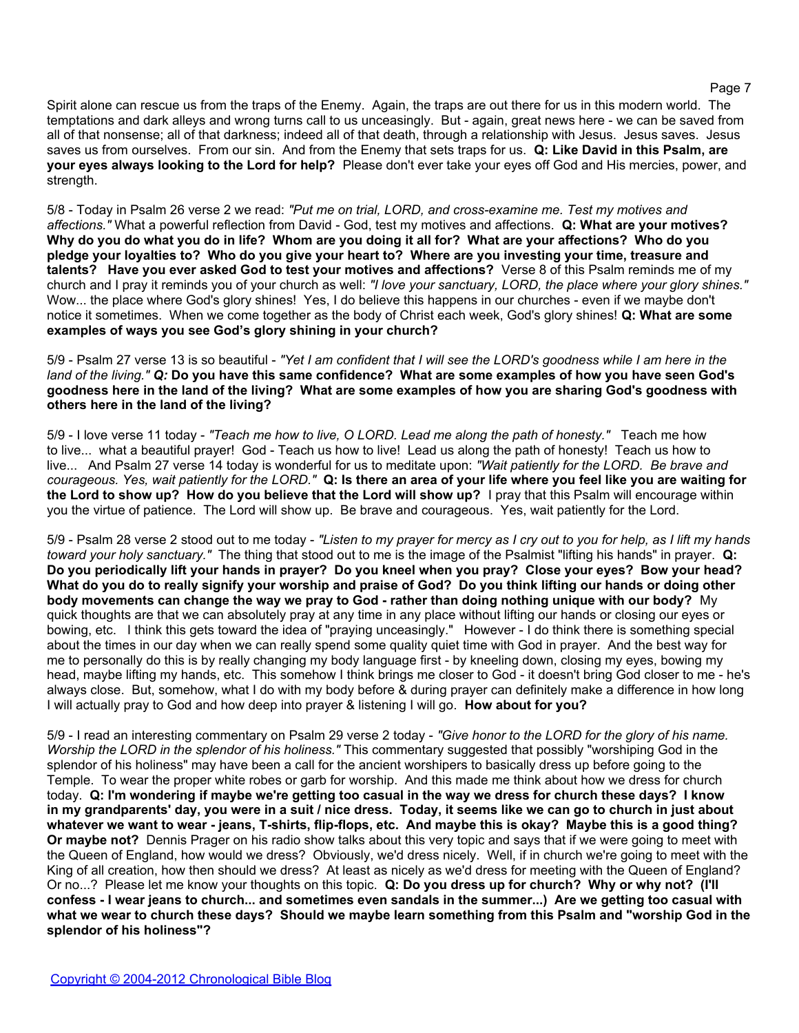Spirit alone can rescue us from the traps of the Enemy. Again, the traps are out there for us in this modern world. The temptations and dark alleys and wrong turns call to us unceasingly. But - again, great news here - we can be saved from all of that nonsense; all of that darkness; indeed all of that death, through a relationship with Jesus. Jesus saves. Jesus saves us from ourselves. From our sin. And from the Enemy that sets traps for us. **Q: Like David in this Psalm, are your eyes always looking to the Lord for help?** Please don't ever take your eyes off God and His mercies, power, and strength.

5/8 - Today in Psalm 26 verse 2 we read: *"Put me on trial, LORD, and cross-examine me. Test my motives and affections."* What a powerful reflection from David - God, test my motives and affections. **Q: What are your motives? Why do you do what you do in life? Whom are you doing it all for? What are your affections? Who do you pledge your loyalties to? Who do you give your heart to? Where are you investing your time, treasure and talents? Have you ever asked God to test your motives and affections?** Verse 8 of this Psalm reminds me of my church and I pray it reminds you of your church as well: *"I love your sanctuary, LORD, the place where your glory shines."* Wow... the place where God's glory shines! Yes, I do believe this happens in our churches - even if we maybe don't notice it sometimes. When we come together as the body of Christ each week, God's glory shines! **Q: What are some examples of ways you see God's glory shining in your church?**

5/9 - Psalm 27 verse 13 is so beautiful - *"Yet I am confident that I will see the LORD's goodness while I am here in the land of the living."* ***Q:*** **Do you have this same confidence? What are some examples of how you have seen God's goodness here in the land of the living? What are some examples of how you are sharing God's goodness with others here in the land of the living?**

5/9 - I love verse 11 today - *"Teach me how to live, O LORD. Lead me along the path of honesty."* Teach me how to live... what a beautiful prayer! God - Teach us how to live! Lead us along the path of honesty! Teach us how to live... And Psalm 27 verse 14 today is wonderful for us to meditate upon: *"Wait patiently for the LORD. Be brave and courageous. Yes, wait patiently for the LORD."* **Q: Is there an area of your life where you feel like you are waiting for the Lord to show up? How do you believe that the Lord will show up?** I pray that this Psalm will encourage within you the virtue of patience. The Lord will show up. Be brave and courageous. Yes, wait patiently for the Lord.

5/9 - Psalm 28 verse 2 stood out to me today - *"Listen to my prayer for mercy as I cry out to you for help, as I lift my hands toward your holy sanctuary."* The thing that stood out to me is the image of the Psalmist "lifting his hands" in prayer. **Q: Do you periodically lift your hands in prayer? Do you kneel when you pray? Close your eyes? Bow your head? What do you do to really signify your worship and praise of God? Do you think lifting our hands or doing other body movements can change the way we pray to God - rather than doing nothing unique with our body?** My quick thoughts are that we can absolutely pray at any time in any place without lifting our hands or closing our eyes or bowing, etc. I think this gets toward the idea of "praying unceasingly." However - I do think there is something special about the times in our day when we can really spend some quality quiet time with God in prayer. And the best way for me to personally do this is by really changing my body language first - by kneeling down, closing my eyes, bowing my head, maybe lifting my hands, etc. This somehow I think brings me closer to God - it doesn't bring God closer to me - he's always close. But, somehow, what I do with my body before & during prayer can definitely make a difference in how long I will actually pray to God and how deep into prayer & listening I will go. **How about for you?**

5/9 - I read an interesting commentary on Psalm 29 verse 2 today - *"Give honor to the LORD for the glory of his name. Worship the LORD in the splendor of his holiness."* This commentary suggested that possibly "worshiping God in the splendor of his holiness" may have been a call for the ancient worshipers to basically dress up before going to the Temple. To wear the proper white robes or garb for worship. And this made me think about how we dress for church today. **Q: I'm wondering if maybe we're getting too casual in the way we dress for church these days? I know in my grandparents' day, you were in a suit / nice dress. Today, it seems like we can go to church in just about whatever we want to wear - jeans, T-shirts, flip-flops, etc. And maybe this is okay? Maybe this is a good thing? Or maybe not?** Dennis Prager on his radio show talks about this very topic and says that if we were going to meet with the Queen of England, how would we dress? Obviously, we'd dress nicely. Well, if in church we're going to meet with the King of all creation, how then should we dress? At least as nicely as we'd dress for meeting with the Queen of England? Or no...? Please let me know your thoughts on this topic. **Q: Do you dress up for church? Why or why not? (I'll confess - I wear jeans to church... and sometimes even sandals in the summer...) Are we getting too casual with what we wear to church these days? Should we maybe learn something from this Psalm and "worship God in the splendor of his holiness"?**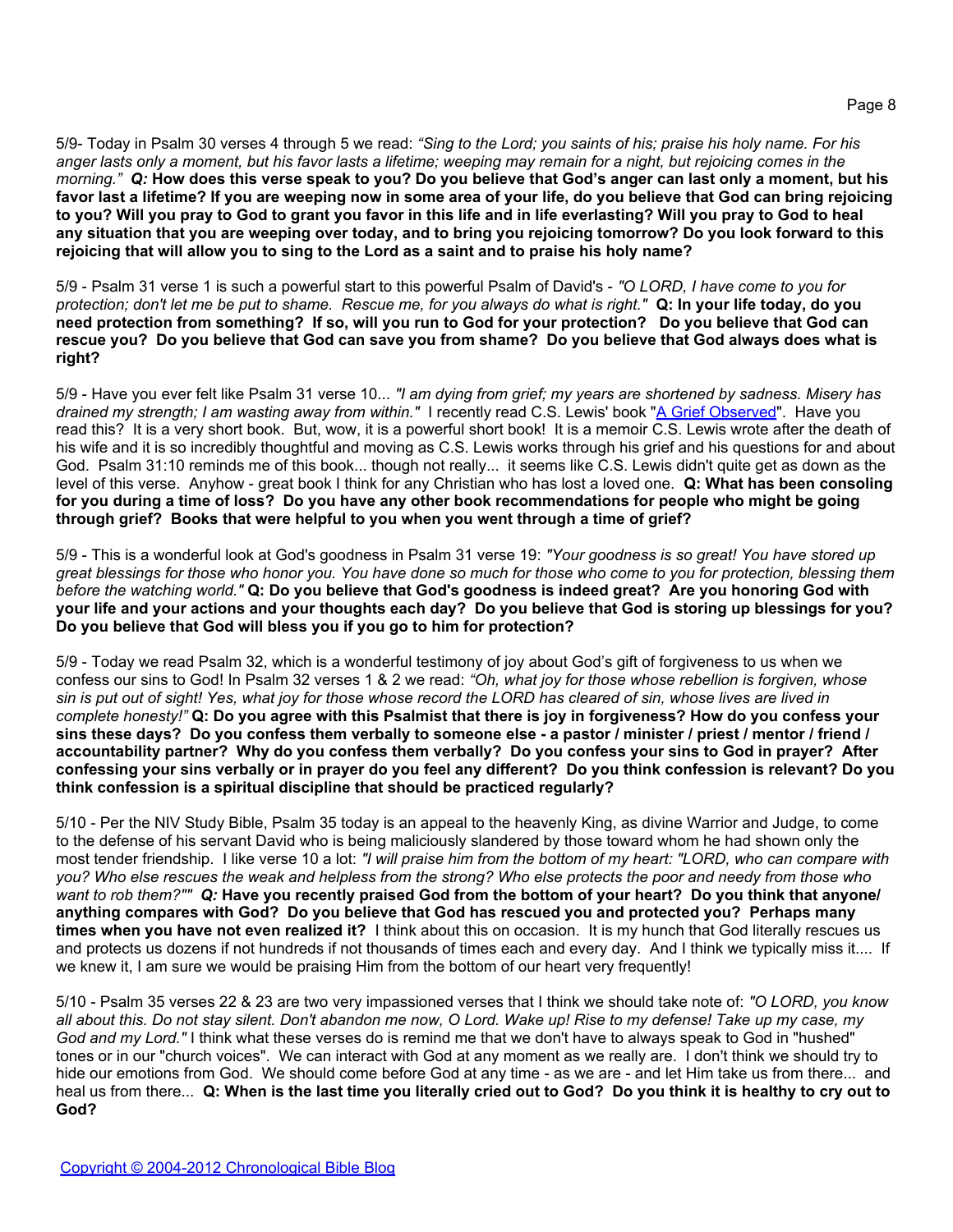5/9- Today in Psalm 30 verses 4 through 5 we read: *"Sing to the Lord; you saints of his; praise his holy name. For his anger lasts only a moment, but his favor lasts a lifetime; weeping may remain for a night, but rejoicing comes in the morning."* ***Q:*** **How does this verse speak to you? Do you believe that God's anger can last only a moment, but his favor last a lifetime? If you are weeping now in some area of your life, do you believe that God can bring rejoicing to you? Will you pray to God to grant you favor in this life and in life everlasting? Will you pray to God to heal any situation that you are weeping over today, and to bring you rejoicing tomorrow? Do you look forward to this rejoicing that will allow you to sing to the Lord as a saint and to praise his holy name?**

5/9 - Psalm 31 verse 1 is such a powerful start to this powerful Psalm of David's - *"O LORD, I have come to you for protection; don't let me be put to shame. Rescue me, for you always do what is right."* **Q: In your life today, do you need protection from something? If so, will you run to God for your protection? Do you believe that God can rescue you? Do you believe that God can save you from shame? Do you believe that God always does what is right?**

5/9 - Have you ever felt like Psalm 31 verse 10... *"I am dying from grief; my years are shortened by sadness. Misery has drained my strength; I am wasting away from within."* I recently read C.S. Lewis' book "A Grief Observed". Have you read this? It is a very short book. But, wow, it is a powerful short book! It is a memoir C.S. Lewis wrote after the death of his wife and it is so incredibly thoughtful and moving as C.S. Lewis works through his grief and his questions for and about God. Psalm 31:10 reminds me of this book... though not really... it seems like C.S. Lewis didn't quite get as down as the level of this verse. Anyhow - great book I think for any Christian who has lost a loved one. **Q: What has been consoling for you during a time of loss? Do you have any other book recommendations for people who might be going through grief? Books that were helpful to you when you went through a time of grief?**

5/9 - This is a wonderful look at God's goodness in Psalm 31 verse 19: *"Your goodness is so great! You have stored up great blessings for those who honor you. You have done so much for those who come to you for protection, blessing them before the watching world."* **Q: Do you believe that God's goodness is indeed great? Are you honoring God with your life and your actions and your thoughts each day? Do you believe that God is storing up blessings for you? Do you believe that God will bless you if you go to him for protection?**

5/9 - Today we read Psalm 32, which is a wonderful testimony of joy about God's gift of forgiveness to us when we confess our sins to God! In Psalm 32 verses 1 & 2 we read: *"Oh, what joy for those whose rebellion is forgiven, whose sin is put out of sight! Yes, what joy for those whose record the LORD has cleared of sin, whose lives are lived in complete honesty!"* **Q: Do you agree with this Psalmist that there is joy in forgiveness? How do you confess your sins these days? Do you confess them verbally to someone else - a pastor / minister / priest / mentor / friend / accountability partner? Why do you confess them verbally? Do you confess your sins to God in prayer? After confessing your sins verbally or in prayer do you feel any different? Do you think confession is relevant? Do you think confession is a spiritual discipline that should be practiced regularly?**

5/10 - Per the NIV Study Bible, Psalm 35 today is an appeal to the heavenly King, as divine Warrior and Judge, to come to the defense of his servant David who is being maliciously slandered by those toward whom he had shown only the most tender friendship. I like verse 10 a lot: *"I will praise him from the bottom of my heart: "LORD, who can compare with you? Who else rescues the weak and helpless from the strong? Who else protects the poor and needy from those who want to rob them?""* ***Q:*** **Have you recently praised God from the bottom of your heart? Do you think that anyone/ anything compares with God? Do you believe that God has rescued you and protected you? Perhaps many times when you have not even realized it?** I think about this on occasion. It is my hunch that God literally rescues us and protects us dozens if not hundreds if not thousands of times each and every day. And I think we typically miss it.... If we knew it, I am sure we would be praising Him from the bottom of our heart very frequently!

5/10 - Psalm 35 verses 22 & 23 are two very impassioned verses that I think we should take note of: *"O LORD, you know all about this. Do not stay silent. Don't abandon me now, O Lord. Wake up! Rise to my defense! Take up my case, my God and my Lord."* I think what these verses do is remind me that we don't have to always speak to God in "hushed" tones or in our "church voices". We can interact with God at any moment as we really are. I don't think we should try to hide our emotions from God. We should come before God at any time - as we are - and let Him take us from there... and heal us from there... **Q: When is the last time you literally cried out to God? Do you think it is healthy to cry out to God?**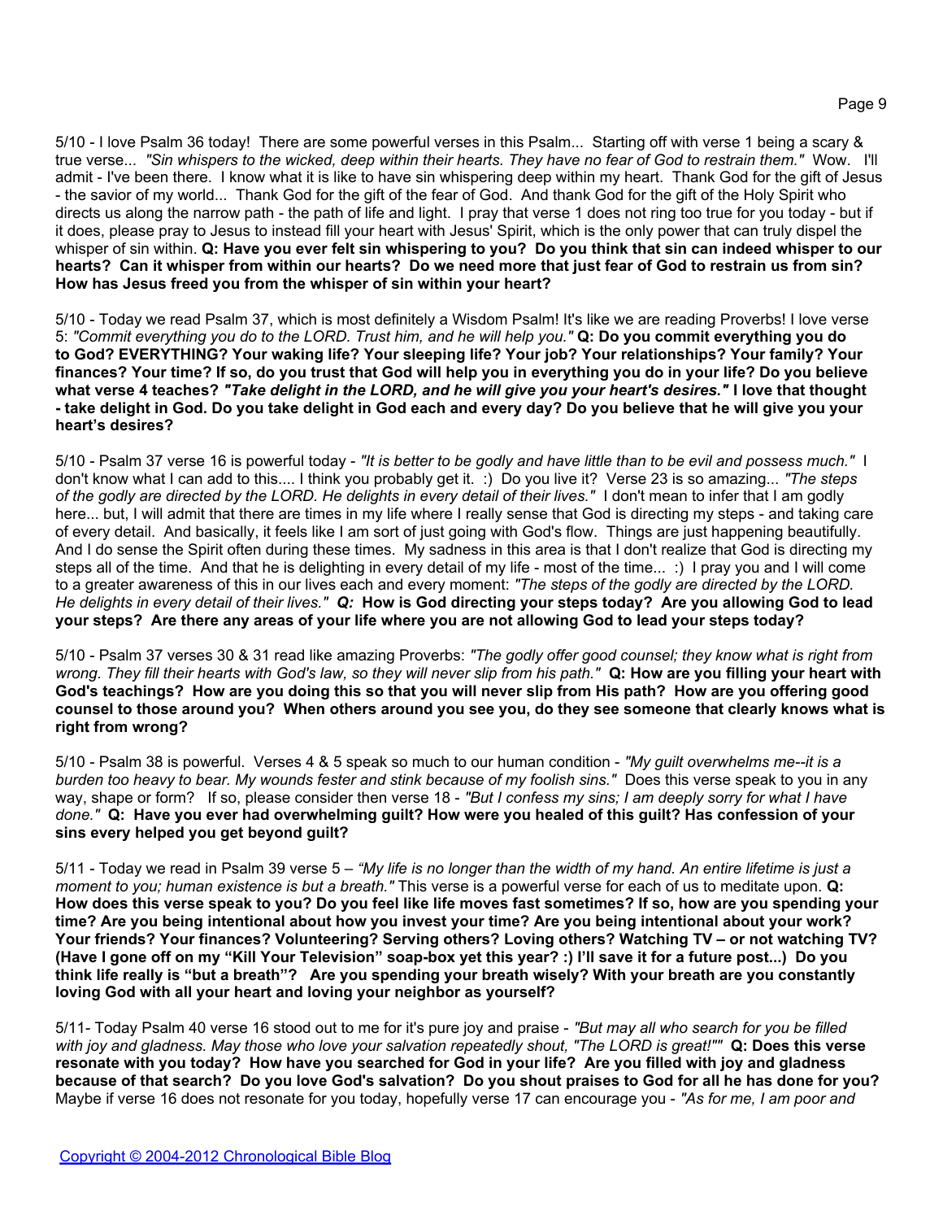5/10 - I love Psalm 36 today! There are some powerful verses in this Psalm... Starting off with verse 1 being a scary & true verse... *"Sin whispers to the wicked, deep within their hearts. They have no fear of God to restrain them."* Wow. I'll admit - I've been there. I know what it is like to have sin whispering deep within my heart. Thank God for the gift of Jesus - the savior of my world... Thank God for the gift of the fear of God. And thank God for the gift of the Holy Spirit who directs us along the narrow path - the path of life and light. I pray that verse 1 does not ring too true for you today - but if it does, please pray to Jesus to instead fill your heart with Jesus' Spirit, which is the only power that can truly dispel the whisper of sin within. **Q: Have you ever felt sin whispering to you? Do you think that sin can indeed whisper to our hearts? Can it whisper from within our hearts? Do we need more that just fear of God to restrain us from sin? How has Jesus freed you from the whisper of sin within your heart?**

5/10 - Today we read Psalm 37, which is most definitely a Wisdom Psalm! It's like we are reading Proverbs! I love verse 5: *"Commit everything you do to the LORD. Trust him, and he will help you."* **Q: Do you commit everything you do to God? EVERYTHING? Your waking life? Your sleeping life? Your job? Your relationships? Your family? Your finances? Your time? If so, do you trust that God will help you in everything you do in your life? Do you believe what verse 4 teaches? *"Take delight in the LORD, and he will give you your heart's desires."* I love that thought - take delight in God. Do you take delight in God each and every day? Do you believe that he will give you your heart's desires?**

5/10 - Psalm 37 verse 16 is powerful today - *"It is better to be godly and have little than to be evil and possess much."* I don't know what I can add to this.... I think you probably get it. :) Do you live it? Verse 23 is so amazing... *"The steps of the godly are directed by the LORD. He delights in every detail of their lives."* I don't mean to infer that I am godly here... but, I will admit that there are times in my life where I really sense that God is directing my steps - and taking care of every detail. And basically, it feels like I am sort of just going with God's flow. Things are just happening beautifully. And I do sense the Spirit often during these times. My sadness in this area is that I don't realize that God is directing my steps all of the time. And that he is delighting in every detail of my life - most of the time... :) I pray you and I will come to a greater awareness of this in our lives each and every moment: *"The steps of the godly are directed by the LORD. He delights in every detail of their lives."* ***Q:*** **How is God directing your steps today? Are you allowing God to lead your steps? Are there any areas of your life where you are not allowing God to lead your steps today?**

5/10 - Psalm 37 verses 30 & 31 read like amazing Proverbs: *"The godly offer good counsel; they know what is right from wrong. They fill their hearts with God's law, so they will never slip from his path."* **Q: How are you filling your heart with God's teachings? How are you doing this so that you will never slip from His path? How are you offering good counsel to those around you? When others around you see you, do they see someone that clearly knows what is right from wrong?**

5/10 - Psalm 38 is powerful. Verses 4 & 5 speak so much to our human condition - *"My guilt overwhelms me--it is a burden too heavy to bear. My wounds fester and stink because of my foolish sins."* Does this verse speak to you in any way, shape or form? If so, please consider then verse 18 - *"But I confess my sins; I am deeply sorry for what I have done."* **Q: Have you ever had overwhelming guilt? How were you healed of this guilt? Has confession of your sins every helped you get beyond guilt?**

5/11 - Today we read in Psalm 39 verse 5 – *"My life is no longer than the width of my hand. An entire lifetime is just a moment to you; human existence is but a breath."* This verse is a powerful verse for each of us to meditate upon. **Q: How does this verse speak to you? Do you feel like life moves fast sometimes? If so, how are you spending your time? Are you being intentional about how you invest your time? Are you being intentional about your work? Your friends? Your finances? Volunteering? Serving others? Loving others? Watching TV – or not watching TV? (Have I gone off on my "Kill Your Television" soap-box yet this year? :) I'll save it for a future post...) Do you think life really is "but a breath"? Are you spending your breath wisely? With your breath are you constantly loving God with all your heart and loving your neighbor as yourself?**

5/11- Today Psalm 40 verse 16 stood out to me for it's pure joy and praise - *"But may all who search for you be filled with joy and gladness. May those who love your salvation repeatedly shout, "The LORD is great!""* **Q: Does this verse resonate with you today? How have you searched for God in your life? Are you filled with joy and gladness because of that search? Do you love God's salvation? Do you shout praises to God for all he has done for you?** Maybe if verse 16 does not resonate for you today, hopefully verse 17 can encourage you - *"As for me, I am poor and*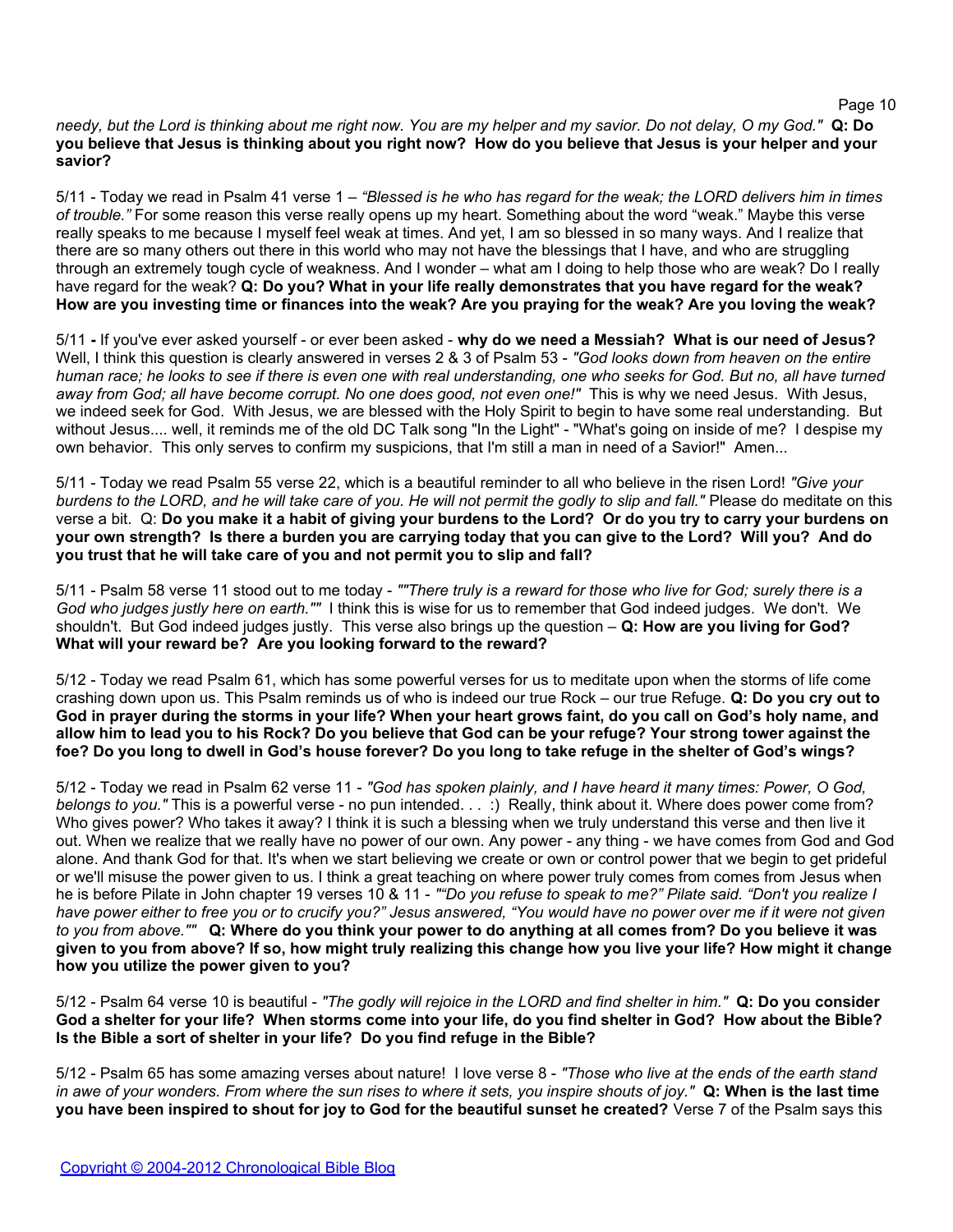*needy, but the Lord is thinking about me right now. You are my helper and my savior. Do not delay, O my God."* **Q: Do you believe that Jesus is thinking about you right now? How do you believe that Jesus is your helper and your savior?**

5/11 - Today we read in Psalm 41 verse 1 – *"Blessed is he who has regard for the weak; the LORD delivers him in times of trouble."* For some reason this verse really opens up my heart. Something about the word "weak." Maybe this verse really speaks to me because I myself feel weak at times. And yet, I am so blessed in so many ways. And I realize that there are so many others out there in this world who may not have the blessings that I have, and who are struggling through an extremely tough cycle of weakness. And I wonder – what am I doing to help those who are weak? Do I really have regard for the weak? **Q: Do you? What in your life really demonstrates that you have regard for the weak? How are you investing time or finances into the weak? Are you praying for the weak? Are you loving the weak?**

5/11 **-** If you've ever asked yourself - or ever been asked - **why do we need a Messiah? What is our need of Jesus?** Well, I think this question is clearly answered in verses 2 & 3 of Psalm 53 - *"God looks down from heaven on the entire human race; he looks to see if there is even one with real understanding, one who seeks for God. But no, all have turned away from God; all have become corrupt. No one does good, not even one!"* This is why we need Jesus. With Jesus, we indeed seek for God. With Jesus, we are blessed with the Holy Spirit to begin to have some real understanding. But without Jesus.... well, it reminds me of the old DC Talk song "In the Light" - "What's going on inside of me? I despise my own behavior. This only serves to confirm my suspicions, that I'm still a man in need of a Savior!" Amen...

5/11 - Today we read Psalm 55 verse 22, which is a beautiful reminder to all who believe in the risen Lord! *"Give your burdens to the LORD, and he will take care of you. He will not permit the godly to slip and fall."* Please do meditate on this verse a bit. Q: **Do you make it a habit of giving your burdens to the Lord? Or do you try to carry your burdens on your own strength? Is there a burden you are carrying today that you can give to the Lord? Will you? And do you trust that he will take care of you and not permit you to slip and fall?**

5/11 - Psalm 58 verse 11 stood out to me today - *""There truly is a reward for those who live for God; surely there is a God who judges justly here on earth.""* I think this is wise for us to remember that God indeed judges. We don't. We shouldn't. But God indeed judges justly. This verse also brings up the question – **Q: How are you living for God? What will your reward be? Are you looking forward to the reward?**

5/12 - Today we read Psalm 61, which has some powerful verses for us to meditate upon when the storms of life come crashing down upon us. This Psalm reminds us of who is indeed our true Rock – our true Refuge. **Q: Do you cry out to God in prayer during the storms in your life? When your heart grows faint, do you call on God's holy name, and allow him to lead you to his Rock? Do you believe that God can be your refuge? Your strong tower against the foe? Do you long to dwell in God's house forever? Do you long to take refuge in the shelter of God's wings?**

5/12 - Today we read in Psalm 62 verse 11 - *"God has spoken plainly, and I have heard it many times: Power, O God, belongs to you."* This is a powerful verse - no pun intended. . . :) Really, think about it. Where does power come from? Who gives power? Who takes it away? I think it is such a blessing when we truly understand this verse and then live it out. When we realize that we really have no power of our own. Any power - any thing - we have comes from God and God alone. And thank God for that. It's when we start believing we create or own or control power that we begin to get prideful or we'll misuse the power given to us. I think a great teaching on where power truly comes from comes from Jesus when he is before Pilate in John chapter 19 verses 10 & 11 - *""Do you refuse to speak to me?" Pilate said. "Don't you realize I have power either to free you or to crucify you?" Jesus answered, "You would have no power over me if it were not given to you from above.""* **Q: Where do you think your power to do anything at all comes from? Do you believe it was given to you from above? If so, how might truly realizing this change how you live your life? How might it change how you utilize the power given to you?**

5/12 - Psalm 64 verse 10 is beautiful - *"The godly will rejoice in the LORD and find shelter in him."* **Q: Do you consider God a shelter for your life? When storms come into your life, do you find shelter in God? How about the Bible? Is the Bible a sort of shelter in your life? Do you find refuge in the Bible?**

5/12 - Psalm 65 has some amazing verses about nature! I love verse 8 - *"Those who live at the ends of the earth stand in awe of your wonders. From where the sun rises to where it sets, you inspire shouts of joy."* **Q: When is the last time you have been inspired to shout for joy to God for the beautiful sunset he created?** Verse 7 of the Psalm says this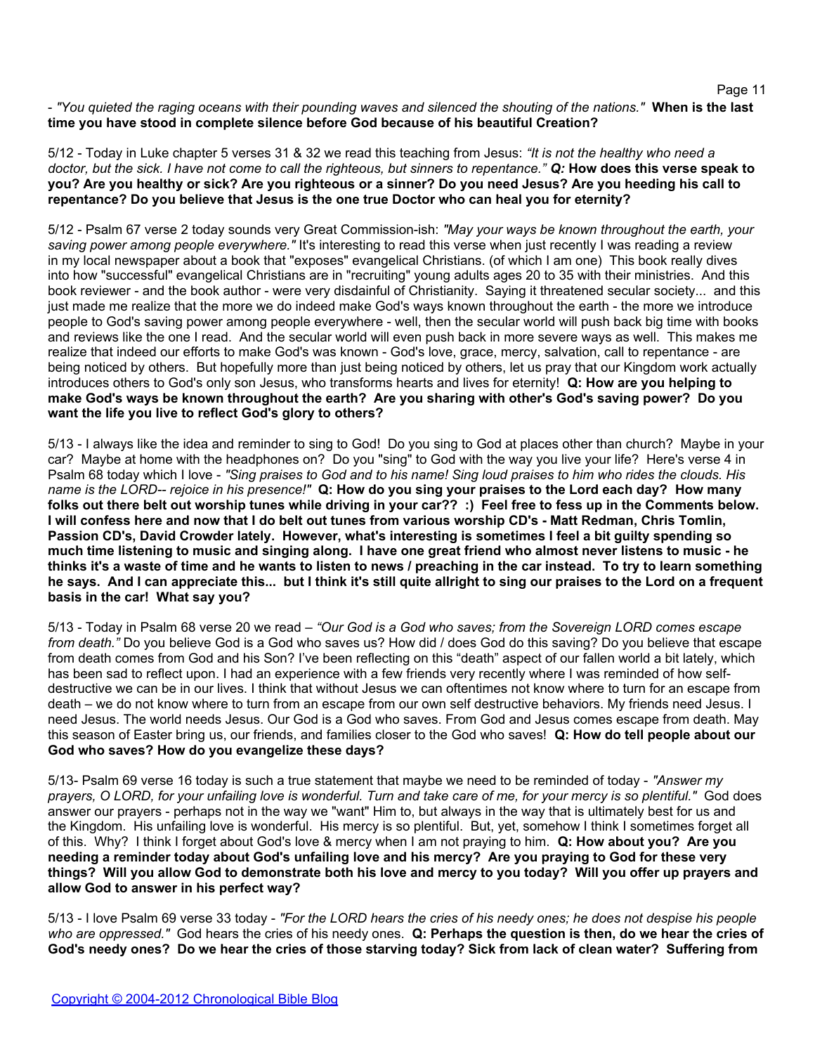- *"You quieted the raging oceans with their pounding waves and silenced the shouting of the nations."* **When is the last time you have stood in complete silence before God because of his beautiful Creation?**

5/12 - Today in Luke chapter 5 verses 31 & 32 we read this teaching from Jesus: *"It is not the healthy who need a doctor, but the sick. I have not come to call the righteous, but sinners to repentance."* ***Q:*** **How does this verse speak to you? Are you healthy or sick? Are you righteous or a sinner? Do you need Jesus? Are you heeding his call to repentance? Do you believe that Jesus is the one true Doctor who can heal you for eternity?**

5/12 - Psalm 67 verse 2 today sounds very Great Commission-ish: *"May your ways be known throughout the earth, your saving power among people everywhere."* It's interesting to read this verse when just recently I was reading a review in my local newspaper about a book that "exposes" evangelical Christians. (of which I am one) This book really dives into how "successful" evangelical Christians are in "recruiting" young adults ages 20 to 35 with their ministries. And this book reviewer - and the book author - were very disdainful of Christianity. Saying it threatened secular society... and this just made me realize that the more we do indeed make God's ways known throughout the earth - the more we introduce people to God's saving power among people everywhere - well, then the secular world will push back big time with books and reviews like the one I read. And the secular world will even push back in more severe ways as well. This makes me realize that indeed our efforts to make God's was known - God's love, grace, mercy, salvation, call to repentance - are being noticed by others. But hopefully more than just being noticed by others, let us pray that our Kingdom work actually introduces others to God's only son Jesus, who transforms hearts and lives for eternity! **Q: How are you helping to make God's ways be known throughout the earth? Are you sharing with other's God's saving power? Do you want the life you live to reflect God's glory to others?**

5/13 - I always like the idea and reminder to sing to God! Do you sing to God at places other than church? Maybe in your car? Maybe at home with the headphones on? Do you "sing" to God with the way you live your life? Here's verse 4 in Psalm 68 today which I love - *"Sing praises to God and to his name! Sing loud praises to him who rides the clouds. His name is the LORD-- rejoice in his presence!"* **Q: How do you sing your praises to the Lord each day? How many folks out there belt out worship tunes while driving in your car?? :) Feel free to fess up in the Comments below. I will confess here and now that I do belt out tunes from various worship CD's - Matt Redman, Chris Tomlin, Passion CD's, David Crowder lately. However, what's interesting is sometimes I feel a bit guilty spending so much time listening to music and singing along. I have one great friend who almost never listens to music - he thinks it's a waste of time and he wants to listen to news / preaching in the car instead. To try to learn something he says. And I can appreciate this... but I think it's still quite allright to sing our praises to the Lord on a frequent basis in the car! What say you?**

5/13 - Today in Psalm 68 verse 20 we read – *"Our God is a God who saves; from the Sovereign LORD comes escape from death."* Do you believe God is a God who saves us? How did / does God do this saving? Do you believe that escape from death comes from God and his Son? I've been reflecting on this "death" aspect of our fallen world a bit lately, which has been sad to reflect upon. I had an experience with a few friends very recently where I was reminded of how self-destructive we can be in our lives. I think that without Jesus we can oftentimes not know where to turn for an escape from death – we do not know where to turn from an escape from our own self destructive behaviors. My friends need Jesus. I need Jesus. The world needs Jesus. Our God is a God who saves. From God and Jesus comes escape from death. May this season of Easter bring us, our friends, and families closer to the God who saves! **Q: How do tell people about our God who saves? How do you evangelize these days?**

5/13- Psalm 69 verse 16 today is such a true statement that maybe we need to be reminded of today - *"Answer my prayers, O LORD, for your unfailing love is wonderful. Turn and take care of me, for your mercy is so plentiful."* God does answer our prayers - perhaps not in the way we "want" Him to, but always in the way that is ultimately best for us and the Kingdom. His unfailing love is wonderful. His mercy is so plentiful. But, yet, somehow I think I sometimes forget all of this. Why? I think I forget about God's love & mercy when I am not praying to him. **Q: How about you? Are you needing a reminder today about God's unfailing love and his mercy? Are you praying to God for these very things? Will you allow God to demonstrate both his love and mercy to you today? Will you offer up prayers and allow God to answer in his perfect way?**

5/13 - I love Psalm 69 verse 33 today - *"For the LORD hears the cries of his needy ones; he does not despise his people who are oppressed."* God hears the cries of his needy ones. **Q: Perhaps the question is then, do we hear the cries of God's needy ones? Do we hear the cries of those starving today? Sick from lack of clean water? Suffering from**

[Copyright © 2004-2012 Chronological Bible Blog]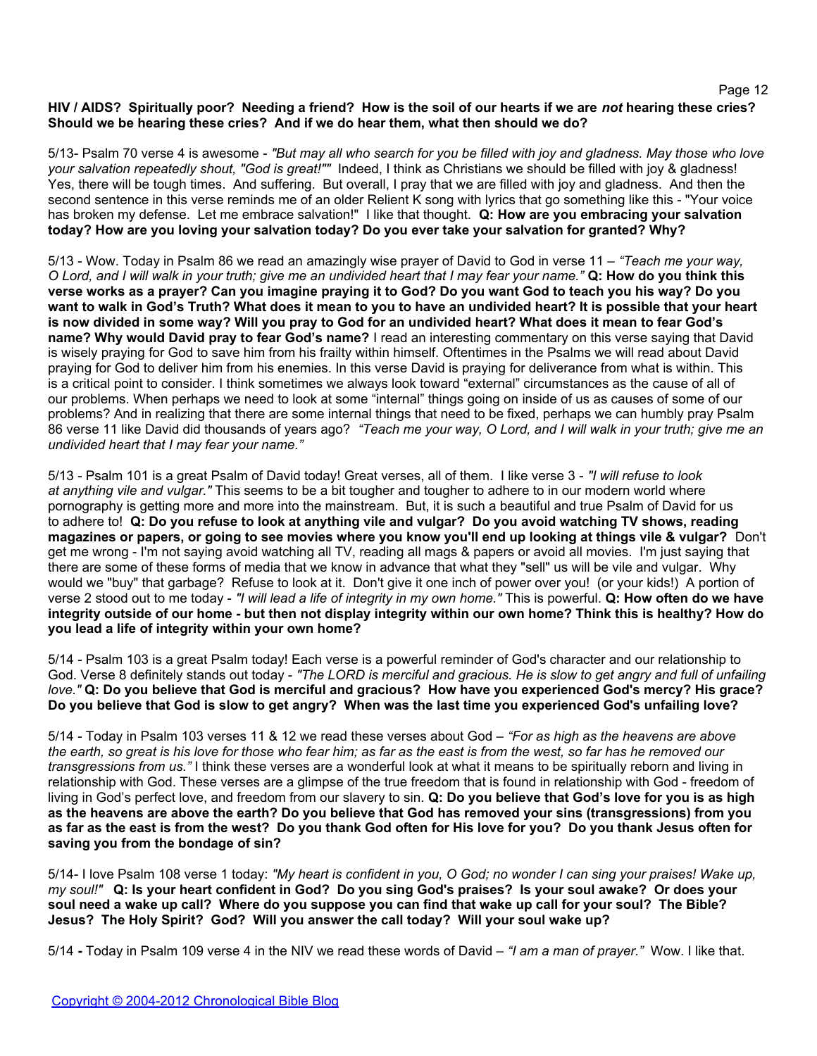**HIV / AIDS? Spiritually poor? Needing a friend? How is the soil of our hearts if we are *not* hearing these cries? Should we be hearing these cries? And if we do hear them, what then should we do?**

5/13- Psalm 70 verse 4 is awesome - *"But may all who search for you be filled with joy and gladness. May those who love your salvation repeatedly shout, "God is great!""* Indeed, I think as Christians we should be filled with joy & gladness! Yes, there will be tough times. And suffering. But overall, I pray that we are filled with joy and gladness. And then the second sentence in this verse reminds me of an older Relient K song with lyrics that go something like this - "Your voice has broken my defense. Let me embrace salvation!" I like that thought. **Q: How are you embracing your salvation today? How are you loving your salvation today? Do you ever take your salvation for granted? Why?**

5/13 - Wow. Today in Psalm 86 we read an amazingly wise prayer of David to God in verse 11 – *"Teach me your way, O Lord, and I will walk in your truth; give me an undivided heart that I may fear your name."* **Q: How do you think this verse works as a prayer? Can you imagine praying it to God? Do you want God to teach you his way? Do you want to walk in God's Truth? What does it mean to you to have an undivided heart? It is possible that your heart is now divided in some way? Will you pray to God for an undivided heart? What does it mean to fear God's name? Why would David pray to fear God's name?** I read an interesting commentary on this verse saying that David is wisely praying for God to save him from his frailty within himself. Oftentimes in the Psalms we will read about David praying for God to deliver him from his enemies. In this verse David is praying for deliverance from what is within. This is a critical point to consider. I think sometimes we always look toward "external" circumstances as the cause of all of our problems. When perhaps we need to look at some "internal" things going on inside of us as causes of some of our problems? And in realizing that there are some internal things that need to be fixed, perhaps we can humbly pray Psalm 86 verse 11 like David did thousands of years ago? *"Teach me your way, O Lord, and I will walk in your truth; give me an undivided heart that I may fear your name."*

5/13 - Psalm 101 is a great Psalm of David today! Great verses, all of them. I like verse 3 - *"I will refuse to look at anything vile and vulgar."* This seems to be a bit tougher and tougher to adhere to in our modern world where pornography is getting more and more into the mainstream. But, it is such a beautiful and true Psalm of David for us to adhere to! **Q: Do you refuse to look at anything vile and vulgar? Do you avoid watching TV shows, reading magazines or papers, or going to see movies where you know you'll end up looking at things vile & vulgar?** Don't get me wrong - I'm not saying avoid watching all TV, reading all mags & papers or avoid all movies. I'm just saying that there are some of these forms of media that we know in advance that what they "sell" us will be vile and vulgar. Why would we "buy" that garbage? Refuse to look at it. Don't give it one inch of power over you! (or your kids!) A portion of verse 2 stood out to me today - *"I will lead a life of integrity in my own home."* This is powerful. **Q: How often do we have integrity outside of our home - but then not display integrity within our own home? Think this is healthy? How do you lead a life of integrity within your own home?**

5/14 - Psalm 103 is a great Psalm today! Each verse is a powerful reminder of God's character and our relationship to God. Verse 8 definitely stands out today - *"The LORD is merciful and gracious. He is slow to get angry and full of unfailing love."* **Q: Do you believe that God is merciful and gracious? How have you experienced God's mercy? His grace? Do you believe that God is slow to get angry? When was the last time you experienced God's unfailing love?**

5/14 - Today in Psalm 103 verses 11 & 12 we read these verses about God – *"For as high as the heavens are above the earth, so great is his love for those who fear him; as far as the east is from the west, so far has he removed our transgressions from us."* I think these verses are a wonderful look at what it means to be spiritually reborn and living in relationship with God. These verses are a glimpse of the true freedom that is found in relationship with God - freedom of living in God's perfect love, and freedom from our slavery to sin. **Q: Do you believe that God's love for you is as high as the heavens are above the earth? Do you believe that God has removed your sins (transgressions) from you as far as the east is from the west? Do you thank God often for His love for you? Do you thank Jesus often for saving you from the bondage of sin?**

5/14- I love Psalm 108 verse 1 today: *"My heart is confident in you, O God; no wonder I can sing your praises! Wake up, my soul!"* **Q: Is your heart confident in God? Do you sing God's praises? Is your soul awake? Or does your soul need a wake up call? Where do you suppose you can find that wake up call for your soul? The Bible? Jesus? The Holy Spirit? God? Will you answer the call today? Will your soul wake up?**

5/14 **-** Today in Psalm 109 verse 4 in the NIV we read these words of David – *"I am a man of prayer."* Wow. I like that.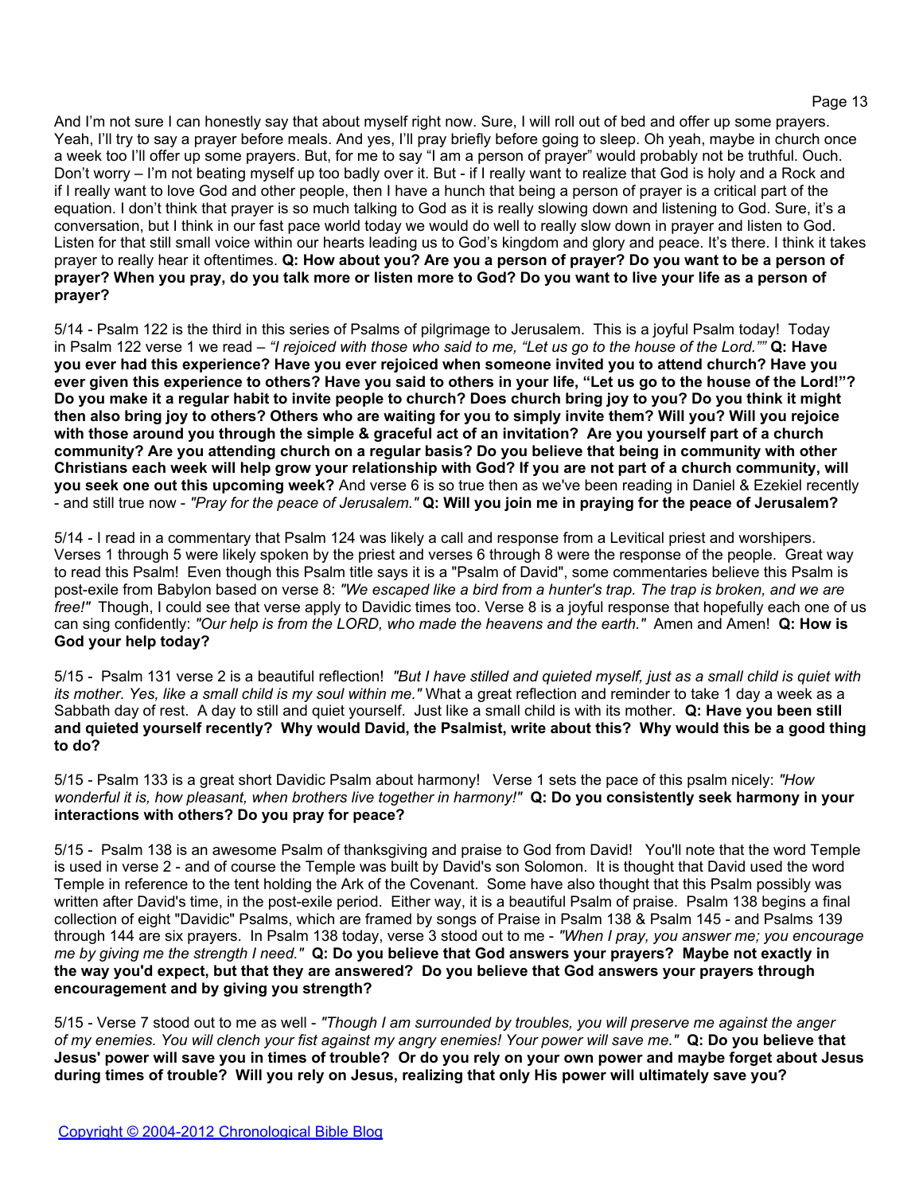And I'm not sure I can honestly say that about myself right now. Sure, I will roll out of bed and offer up some prayers. Yeah, I'll try to say a prayer before meals. And yes, I'll pray briefly before going to sleep. Oh yeah, maybe in church once a week too I'll offer up some prayers. But, for me to say "I am a person of prayer" would probably not be truthful. Ouch. Don't worry – I'm not beating myself up too badly over it. But - if I really want to realize that God is holy and a Rock and if I really want to love God and other people, then I have a hunch that being a person of prayer is a critical part of the equation. I don't think that prayer is so much talking to God as it is really slowing down and listening to God. Sure, it's a conversation, but I think in our fast pace world today we would do well to really slow down in prayer and listen to God. Listen for that still small voice within our hearts leading us to God's kingdom and glory and peace. It's there. I think it takes prayer to really hear it oftentimes. **Q: How about you? Are you a person of prayer? Do you want to be a person of prayer? When you pray, do you talk more or listen more to God? Do you want to live your life as a person of prayer?**

5/14 - Psalm 122 is the third in this series of Psalms of pilgrimage to Jerusalem. This is a joyful Psalm today! Today in Psalm 122 verse 1 we read – *"I rejoiced with those who said to me, "Let us go to the house of the Lord.""* **Q: Have you ever had this experience? Have you ever rejoiced when someone invited you to attend church? Have you ever given this experience to others? Have you said to others in your life, "Let us go to the house of the Lord!"? Do you make it a regular habit to invite people to church? Does church bring joy to you? Do you think it might then also bring joy to others? Others who are waiting for you to simply invite them? Will you? Will you rejoice with those around you through the simple & graceful act of an invitation? Are you yourself part of a church community? Are you attending church on a regular basis? Do you believe that being in community with other Christians each week will help grow your relationship with God? If you are not part of a church community, will you seek one out this upcoming week?** And verse 6 is so true then as we've been reading in Daniel & Ezekiel recently - and still true now - *"Pray for the peace of Jerusalem."* **Q: Will you join me in praying for the peace of Jerusalem?**

5/14 - I read in a commentary that Psalm 124 was likely a call and response from a Levitical priest and worshipers. Verses 1 through 5 were likely spoken by the priest and verses 6 through 8 were the response of the people. Great way to read this Psalm! Even though this Psalm title says it is a "Psalm of David", some commentaries believe this Psalm is post-exile from Babylon based on verse 8: *"We escaped like a bird from a hunter's trap. The trap is broken, and we are free!"* Though, I could see that verse apply to Davidic times too. Verse 8 is a joyful response that hopefully each one of us can sing confidently: *"Our help is from the LORD, who made the heavens and the earth."* Amen and Amen! **Q: How is God your help today?**

5/15 - Psalm 131 verse 2 is a beautiful reflection! *"But I have stilled and quieted myself, just as a small child is quiet with its mother. Yes, like a small child is my soul within me."* What a great reflection and reminder to take 1 day a week as a Sabbath day of rest. A day to still and quiet yourself. Just like a small child is with its mother. **Q: Have you been still and quieted yourself recently? Why would David, the Psalmist, write about this? Why would this be a good thing to do?**

5/15 - Psalm 133 is a great short Davidic Psalm about harmony! Verse 1 sets the pace of this psalm nicely: *"How wonderful it is, how pleasant, when brothers live together in harmony!"* **Q: Do you consistently seek harmony in your interactions with others? Do you pray for peace?**

5/15 - Psalm 138 is an awesome Psalm of thanksgiving and praise to God from David! You'll note that the word Temple is used in verse 2 - and of course the Temple was built by David's son Solomon. It is thought that David used the word Temple in reference to the tent holding the Ark of the Covenant. Some have also thought that this Psalm possibly was written after David's time, in the post-exile period. Either way, it is a beautiful Psalm of praise. Psalm 138 begins a final collection of eight "Davidic" Psalms, which are framed by songs of Praise in Psalm 138 & Psalm 145 - and Psalms 139 through 144 are six prayers. In Psalm 138 today, verse 3 stood out to me - *"When I pray, you answer me; you encourage me by giving me the strength I need."* **Q: Do you believe that God answers your prayers? Maybe not exactly in the way you'd expect, but that they are answered? Do you believe that God answers your prayers through encouragement and by giving you strength?**

5/15 - Verse 7 stood out to me as well - *"Though I am surrounded by troubles, you will preserve me against the anger of my enemies. You will clench your fist against my angry enemies! Your power will save me."* **Q: Do you believe that Jesus' power will save you in times of trouble? Or do you rely on your own power and maybe forget about Jesus during times of trouble? Will you rely on Jesus, realizing that only His power will ultimately save you?**

Copyright © 2004-2012 Chronological Bible Blog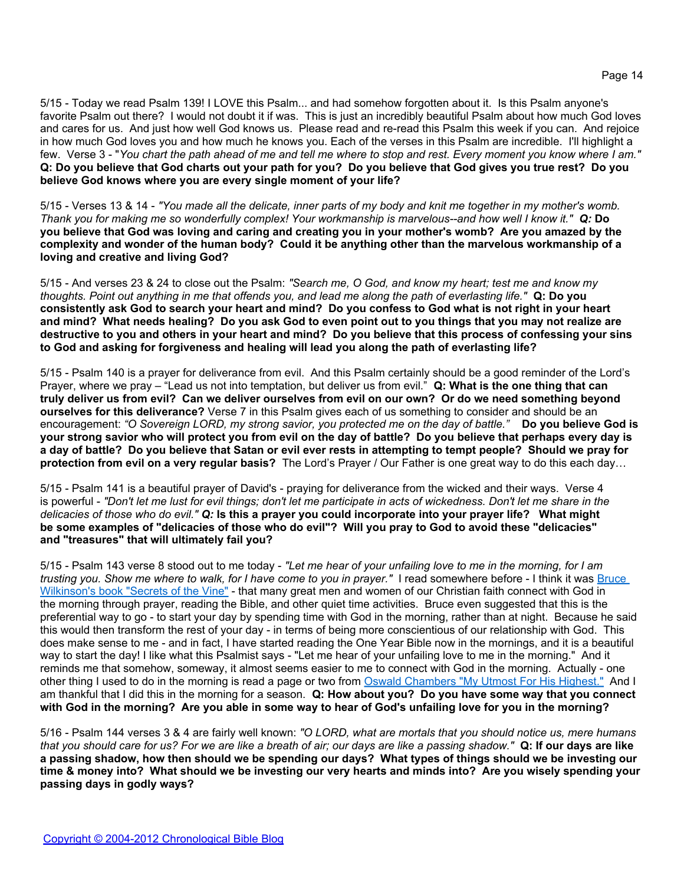5/15 - Today we read Psalm 139! I LOVE this Psalm... and had somehow forgotten about it. Is this Psalm anyone's favorite Psalm out there? I would not doubt it if was. This is just an incredibly beautiful Psalm about how much God loves and cares for us. And just how well God knows us. Please read and re-read this Psalm this week if you can. And rejoice in how much God loves you and how much he knows you. Each of the verses in this Psalm are incredible. I'll highlight a few. Verse 3 - "*You chart the path ahead of me and tell me where to stop and rest. Every moment you know where I am.*" **Q: Do you believe that God charts out your path for you? Do you believe that God gives you true rest? Do you believe God knows where you are every single moment of your life?**

5/15 - Verses 13 & 14 - *"You made all the delicate, inner parts of my body and knit me together in my mother's womb. Thank you for making me so wonderfully complex! Your workmanship is marvelous--and how well I know it." Q:* **Do you believe that God was loving and caring and creating you in your mother's womb? Are you amazed by the complexity and wonder of the human body? Could it be anything other than the marvelous workmanship of a loving and creative and living God?**

5/15 - And verses 23 & 24 to close out the Psalm: *"Search me, O God, and know my heart; test me and know my thoughts. Point out anything in me that offends you, and lead me along the path of everlasting life."* **Q: Do you consistently ask God to search your heart and mind? Do you confess to God what is not right in your heart and mind? What needs healing? Do you ask God to even point out to you things that you may not realize are destructive to you and others in your heart and mind? Do you believe that this process of confessing your sins to God and asking for forgiveness and healing will lead you along the path of everlasting life?**

5/15 - Psalm 140 is a prayer for deliverance from evil. And this Psalm certainly should be a good reminder of the Lord's Prayer, where we pray – "Lead us not into temptation, but deliver us from evil." **Q: What is the one thing that can truly deliver us from evil? Can we deliver ourselves from evil on our own? Or do we need something beyond ourselves for this deliverance?** Verse 7 in this Psalm gives each of us something to consider and should be an encouragement: *"O Sovereign LORD, my strong savior, you protected me on the day of battle."* **Do you believe God is your strong savior who will protect you from evil on the day of battle? Do you believe that perhaps every day is a day of battle? Do you believe that Satan or evil ever rests in attempting to tempt people? Should we pray for protection from evil on a very regular basis?** The Lord's Prayer / Our Father is one great way to do this each day…

5/15 - Psalm 141 is a beautiful prayer of David's - praying for deliverance from the wicked and their ways. Verse 4 is powerful - *"Don't let me lust for evil things; don't let me participate in acts of wickedness. Don't let me share in the delicacies of those who do evil." Q:* **Is this a prayer you could incorporate into your prayer life? What might be some examples of "delicacies of those who do evil"? Will you pray to God to avoid these "delicacies" and "treasures" that will ultimately fail you?**

5/15 - Psalm 143 verse 8 stood out to me today - *"Let me hear of your unfailing love to me in the morning, for I am trusting you. Show me where to walk, for I have come to you in prayer."* I read somewhere before - I think it was Bruce Wilkinson's book "Secrets of the Vine" - that many great men and women of our Christian faith connect with God in the morning through prayer, reading the Bible, and other quiet time activities. Bruce even suggested that this is the preferential way to go - to start your day by spending time with God in the morning, rather than at night. Because he said this would then transform the rest of your day - in terms of being more conscientious of our relationship with God. This does make sense to me - and in fact, I have started reading the One Year Bible now in the mornings, and it is a beautiful way to start the day! I like what this Psalmist says - "Let me hear of your unfailing love to me in the morning." And it reminds me that somehow, someway, it almost seems easier to me to connect with God in the morning. Actually - one other thing I used to do in the morning is read a page or two from Oswald Chambers "My Utmost For His Highest." And I am thankful that I did this in the morning for a season. **Q: How about you? Do you have some way that you connect with God in the morning? Are you able in some way to hear of God's unfailing love for you in the morning?**

5/16 - Psalm 144 verses 3 & 4 are fairly well known: *"O LORD, what are mortals that you should notice us, mere humans that you should care for us? For we are like a breath of air; our days are like a passing shadow."* **Q: If our days are like a passing shadow, how then should we be spending our days? What types of things should we be investing our time & money into? What should we be investing our very hearts and minds into? Are you wisely spending your passing days in godly ways?**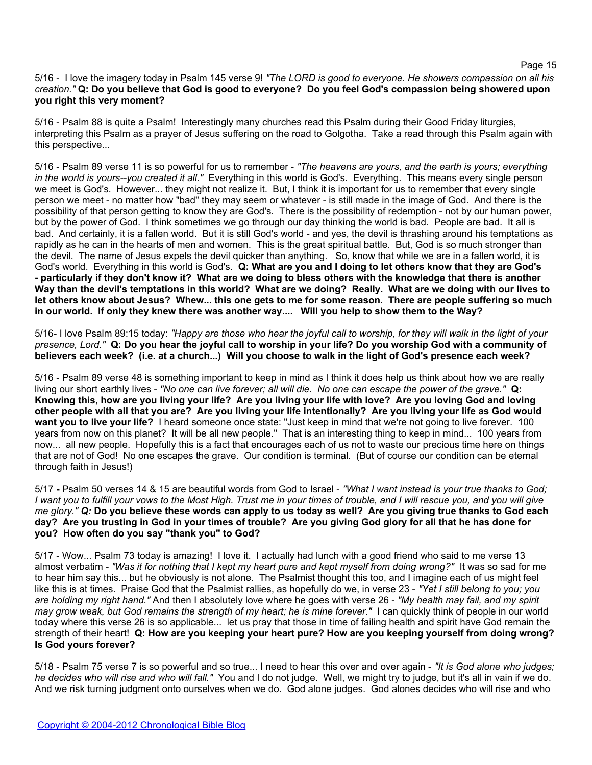5/16 - I love the imagery today in Psalm 145 verse 9! *"The LORD is good to everyone. He showers compassion on all his creation."* **Q: Do you believe that God is good to everyone? Do you feel God's compassion being showered upon you right this very moment?**

5/16 - Psalm 88 is quite a Psalm! Interestingly many churches read this Psalm during their Good Friday liturgies, interpreting this Psalm as a prayer of Jesus suffering on the road to Golgotha. Take a read through this Psalm again with this perspective...

5/16 - Psalm 89 verse 11 is so powerful for us to remember - *"The heavens are yours, and the earth is yours; everything in the world is yours--you created it all."* Everything in this world is God's. Everything. This means every single person we meet is God's. However... they might not realize it. But, I think it is important for us to remember that every single person we meet - no matter how "bad" they may seem or whatever - is still made in the image of God. And there is the possibility of that person getting to know they are God's. There is the possibility of redemption - not by our human power, but by the power of God. I think sometimes we go through our day thinking the world is bad. People are bad. It all is bad. And certainly, it is a fallen world. But it is still God's world - and yes, the devil is thrashing around his temptations as rapidly as he can in the hearts of men and women. This is the great spiritual battle. But, God is so much stronger than the devil. The name of Jesus expels the devil quicker than anything. So, know that while we are in a fallen world, it is God's world. Everything in this world is God's. **Q: What are you and I doing to let others know that they are God's - particularly if they don't know it? What are we doing to bless others with the knowledge that there is another Way than the devil's temptations in this world? What are we doing? Really. What are we doing with our lives to let others know about Jesus? Whew... this one gets to me for some reason. There are people suffering so much in our world. If only they knew there was another way.... Will you help to show them to the Way?**

5/16- I love Psalm 89:15 today: *"Happy are those who hear the joyful call to worship, for they will walk in the light of your presence, Lord."* **Q: Do you hear the joyful call to worship in your life? Do you worship God with a community of believers each week? (i.e. at a church...) Will you choose to walk in the light of God's presence each week?**

5/16 - Psalm 89 verse 48 is something important to keep in mind as I think it does help us think about how we are really living our short earthly lives - *"No one can live forever; all will die. No one can escape the power of the grave."* **Q: Knowing this, how are you living your life? Are you living your life with love? Are you loving God and loving other people with all that you are? Are you living your life intentionally? Are you living your life as God would want you to live your life?** I heard someone once state: "Just keep in mind that we're not going to live forever. 100 years from now on this planet? It will be all new people." That is an interesting thing to keep in mind... 100 years from now... all new people. Hopefully this is a fact that encourages each of us not to waste our precious time here on things that are not of God! No one escapes the grave. Our condition is terminal. (But of course our condition can be eternal through faith in Jesus!)

5/17 **-** Psalm 50 verses 14 & 15 are beautiful words from God to Israel - *"What I want instead is your true thanks to God; I want you to fulfill your vows to the Most High. Trust me in your times of trouble, and I will rescue you, and you will give me glory."* ***Q:*** **Do you believe these words can apply to us today as well? Are you giving true thanks to God each day? Are you trusting in God in your times of trouble? Are you giving God glory for all that he has done for you? How often do you say "thank you" to God?**

5/17 - Wow... Psalm 73 today is amazing! I love it. I actually had lunch with a good friend who said to me verse 13 almost verbatim - *"Was it for nothing that I kept my heart pure and kept myself from doing wrong?"* It was so sad for me to hear him say this... but he obviously is not alone. The Psalmist thought this too, and I imagine each of us might feel like this is at times. Praise God that the Psalmist rallies, as hopefully do we, in verse 23 - *"Yet I still belong to you; you are holding my right hand."* And then I absolutely love where he goes with verse 26 - *"My health may fail, and my spirit may grow weak, but God remains the strength of my heart; he is mine forever."* I can quickly think of people in our world today where this verse 26 is so applicable... let us pray that those in time of failing health and spirit have God remain the strength of their heart! **Q: How are you keeping your heart pure? How are you keeping yourself from doing wrong? Is God yours forever?**

5/18 - Psalm 75 verse 7 is so powerful and so true... I need to hear this over and over again - *"It is God alone who judges; he decides who will rise and who will fall."* You and I do not judge. Well, we might try to judge, but it's all in vain if we do. And we risk turning judgment onto ourselves when we do. God alone judges. God alones decides who will rise and who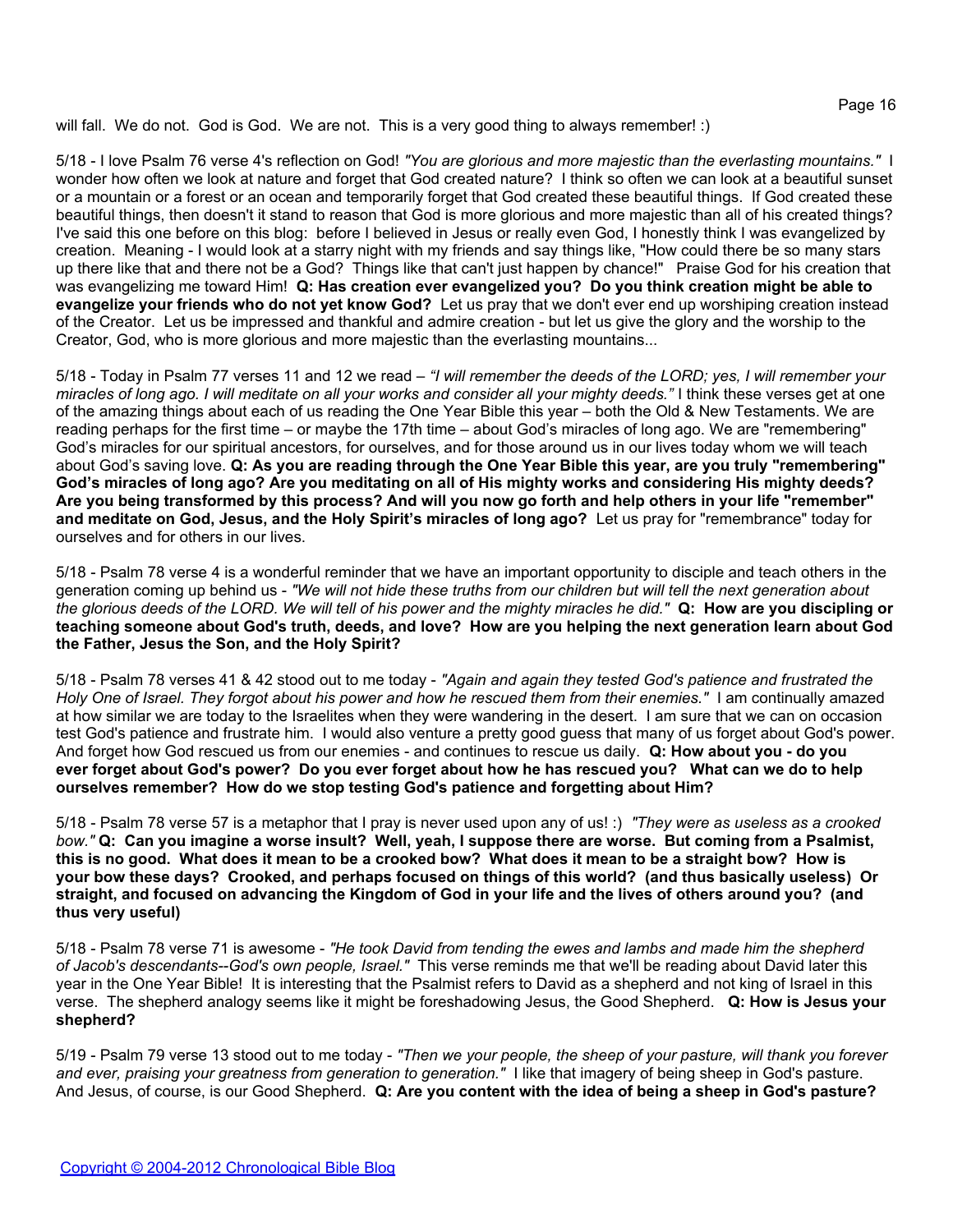will fall. We do not. God is God. We are not. This is a very good thing to always remember! :)

5/18 - I love Psalm 76 verse 4's reflection on God! *"You are glorious and more majestic than the everlasting mountains."* I wonder how often we look at nature and forget that God created nature? I think so often we can look at a beautiful sunset or a mountain or a forest or an ocean and temporarily forget that God created these beautiful things. If God created these beautiful things, then doesn't it stand to reason that God is more glorious and more majestic than all of his created things? I've said this one before on this blog: before I believed in Jesus or really even God, I honestly think I was evangelized by creation. Meaning - I would look at a starry night with my friends and say things like, "How could there be so many stars up there like that and there not be a God? Things like that can't just happen by chance!" Praise God for his creation that was evangelizing me toward Him! **Q: Has creation ever evangelized you? Do you think creation might be able to evangelize your friends who do not yet know God?** Let us pray that we don't ever end up worshiping creation instead of the Creator. Let us be impressed and thankful and admire creation - but let us give the glory and the worship to the Creator, God, who is more glorious and more majestic than the everlasting mountains...

5/18 - Today in Psalm 77 verses 11 and 12 we read – *"I will remember the deeds of the LORD; yes, I will remember your miracles of long ago. I will meditate on all your works and consider all your mighty deeds."* I think these verses get at one of the amazing things about each of us reading the One Year Bible this year – both the Old & New Testaments. We are reading perhaps for the first time – or maybe the 17th time – about God's miracles of long ago. We are "remembering" God's miracles for our spiritual ancestors, for ourselves, and for those around us in our lives today whom we will teach about God's saving love. **Q: As you are reading through the One Year Bible this year, are you truly "remembering" God's miracles of long ago? Are you meditating on all of His mighty works and considering His mighty deeds? Are you being transformed by this process? And will you now go forth and help others in your life "remember" and meditate on God, Jesus, and the Holy Spirit's miracles of long ago?** Let us pray for "remembrance" today for ourselves and for others in our lives.

5/18 - Psalm 78 verse 4 is a wonderful reminder that we have an important opportunity to disciple and teach others in the generation coming up behind us - *"We will not hide these truths from our children but will tell the next generation about the glorious deeds of the LORD. We will tell of his power and the mighty miracles he did."* **Q: How are you discipling or teaching someone about God's truth, deeds, and love? How are you helping the next generation learn about God the Father, Jesus the Son, and the Holy Spirit?**

5/18 - Psalm 78 verses 41 & 42 stood out to me today - *"Again and again they tested God's patience and frustrated the Holy One of Israel. They forgot about his power and how he rescued them from their enemies."* I am continually amazed at how similar we are today to the Israelites when they were wandering in the desert. I am sure that we can on occasion test God's patience and frustrate him. I would also venture a pretty good guess that many of us forget about God's power. And forget how God rescued us from our enemies - and continues to rescue us daily. **Q: How about you - do you ever forget about God's power? Do you ever forget about how he has rescued you? What can we do to help ourselves remember? How do we stop testing God's patience and forgetting about Him?**

5/18 - Psalm 78 verse 57 is a metaphor that I pray is never used upon any of us! :) *"They were as useless as a crooked bow."* **Q: Can you imagine a worse insult? Well, yeah, I suppose there are worse. But coming from a Psalmist, this is no good. What does it mean to be a crooked bow? What does it mean to be a straight bow? How is your bow these days? Crooked, and perhaps focused on things of this world? (and thus basically useless) Or straight, and focused on advancing the Kingdom of God in your life and the lives of others around you? (and thus very useful)**

5/18 - Psalm 78 verse 71 is awesome - *"He took David from tending the ewes and lambs and made him the shepherd of Jacob's descendants--God's own people, Israel."* This verse reminds me that we'll be reading about David later this year in the One Year Bible! It is interesting that the Psalmist refers to David as a shepherd and not king of Israel in this verse. The shepherd analogy seems like it might be foreshadowing Jesus, the Good Shepherd. **Q: How is Jesus your shepherd?**

5/19 - Psalm 79 verse 13 stood out to me today - *"Then we your people, the sheep of your pasture, will thank you forever and ever, praising your greatness from generation to generation."* I like that imagery of being sheep in God's pasture. And Jesus, of course, is our Good Shepherd. **Q: Are you content with the idea of being a sheep in God's pasture?**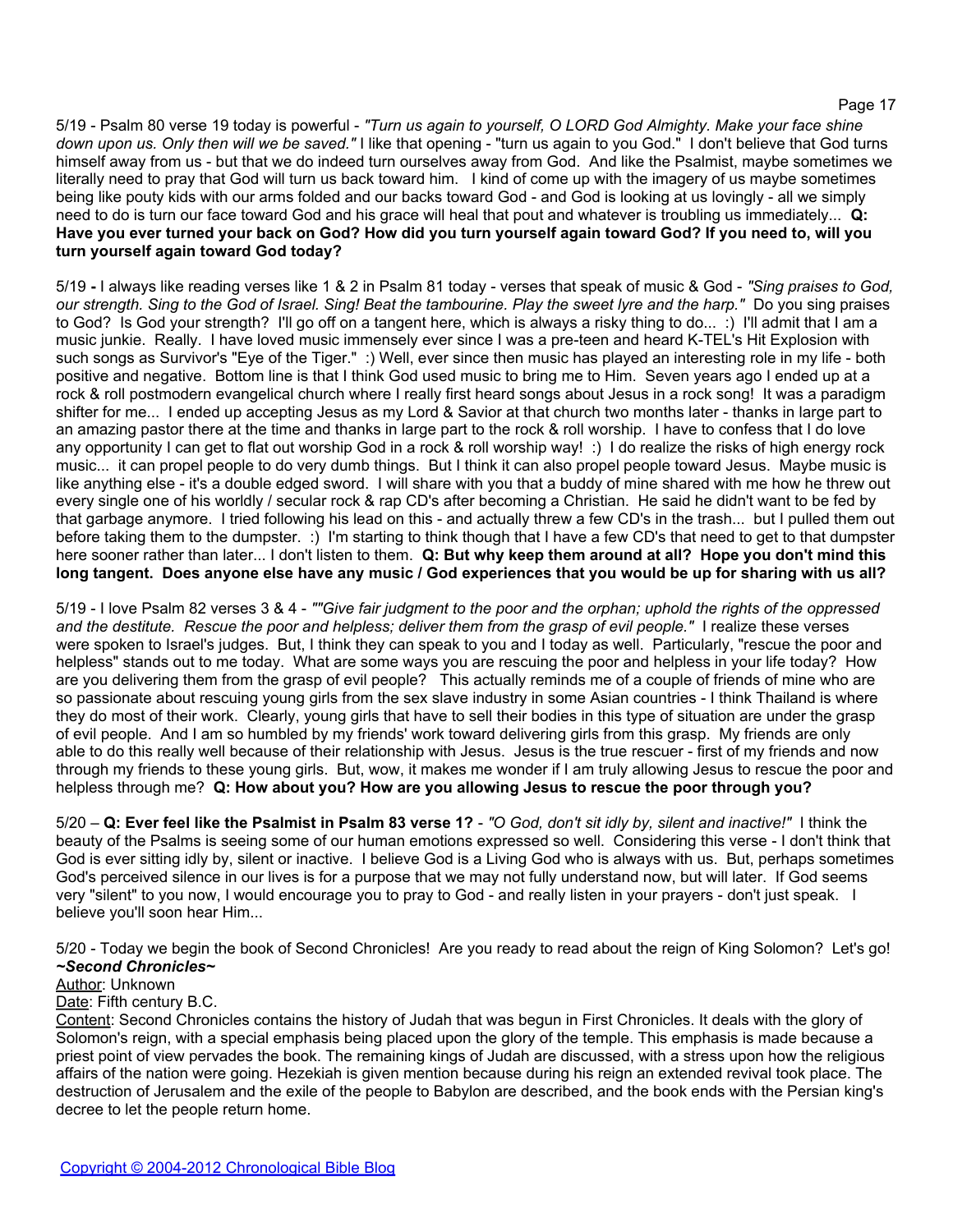5/19 - Psalm 80 verse 19 today is powerful - *"Turn us again to yourself, O LORD God Almighty. Make your face shine down upon us. Only then will we be saved."* I like that opening - "turn us again to you God." I don't believe that God turns himself away from us - but that we do indeed turn ourselves away from God. And like the Psalmist, maybe sometimes we literally need to pray that God will turn us back toward him. I kind of come up with the imagery of us maybe sometimes being like pouty kids with our arms folded and our backs toward God - and God is looking at us lovingly - all we simply need to do is turn our face toward God and his grace will heal that pout and whatever is troubling us immediately... **Q: Have you ever turned your back on God? How did you turn yourself again toward God? If you need to, will you turn yourself again toward God today?**

5/19 **-** I always like reading verses like 1 & 2 in Psalm 81 today - verses that speak of music & God - *"Sing praises to God, our strength. Sing to the God of Israel. Sing! Beat the tambourine. Play the sweet lyre and the harp."* Do you sing praises to God? Is God your strength? I'll go off on a tangent here, which is always a risky thing to do... :) I'll admit that I am a music junkie. Really. I have loved music immensely ever since I was a pre-teen and heard K-TEL's Hit Explosion with such songs as Survivor's "Eye of the Tiger." :) Well, ever since then music has played an interesting role in my life - both positive and negative. Bottom line is that I think God used music to bring me to Him. Seven years ago I ended up at a rock & roll postmodern evangelical church where I really first heard songs about Jesus in a rock song! It was a paradigm shifter for me... I ended up accepting Jesus as my Lord & Savior at that church two months later - thanks in large part to an amazing pastor there at the time and thanks in large part to the rock & roll worship. I have to confess that I do love any opportunity I can get to flat out worship God in a rock & roll worship way! :) I do realize the risks of high energy rock music... it can propel people to do very dumb things. But I think it can also propel people toward Jesus. Maybe music is like anything else - it's a double edged sword. I will share with you that a buddy of mine shared with me how he threw out every single one of his worldly / secular rock & rap CD's after becoming a Christian. He said he didn't want to be fed by that garbage anymore. I tried following his lead on this - and actually threw a few CD's in the trash... but I pulled them out before taking them to the dumpster. :) I'm starting to think though that I have a few CD's that need to get to that dumpster here sooner rather than later... I don't listen to them. **Q: But why keep them around at all? Hope you don't mind this long tangent. Does anyone else have any music / God experiences that you would be up for sharing with us all?**

5/19 - I love Psalm 82 verses 3 & 4 - *""Give fair judgment to the poor and the orphan; uphold the rights of the oppressed and the destitute. Rescue the poor and helpless; deliver them from the grasp of evil people."* I realize these verses were spoken to Israel's judges. But, I think they can speak to you and I today as well. Particularly, "rescue the poor and helpless" stands out to me today. What are some ways you are rescuing the poor and helpless in your life today? How are you delivering them from the grasp of evil people? This actually reminds me of a couple of friends of mine who are so passionate about rescuing young girls from the sex slave industry in some Asian countries - I think Thailand is where they do most of their work. Clearly, young girls that have to sell their bodies in this type of situation are under the grasp of evil people. And I am so humbled by my friends' work toward delivering girls from this grasp. My friends are only able to do this really well because of their relationship with Jesus. Jesus is the true rescuer - first of my friends and now through my friends to these young girls. But, wow, it makes me wonder if I am truly allowing Jesus to rescue the poor and helpless through me? **Q: How about you? How are you allowing Jesus to rescue the poor through you?**

5/20 – **Q: Ever feel like the Psalmist in Psalm 83 verse 1?** - *"O God, don't sit idly by, silent and inactive!"* I think the beauty of the Psalms is seeing some of our human emotions expressed so well. Considering this verse - I don't think that God is ever sitting idly by, silent or inactive. I believe God is a Living God who is always with us. But, perhaps sometimes God's perceived silence in our lives is for a purpose that we may not fully understand now, but will later. If God seems very "silent" to you now, I would encourage you to pray to God - and really listen in your prayers - don't just speak. I believe you'll soon hear Him...

5/20 - Today we begin the book of Second Chronicles! Are you ready to read about the reign of King Solomon? Let's go!

***~Second Chronicles~***

Author: Unknown

Date: Fifth century B.C.

Content: Second Chronicles contains the history of Judah that was begun in First Chronicles. It deals with the glory of Solomon's reign, with a special emphasis being placed upon the glory of the temple. This emphasis is made because a priest point of view pervades the book. The remaining kings of Judah are discussed, with a stress upon how the religious affairs of the nation were going. Hezekiah is given mention because during his reign an extended revival took place. The destruction of Jerusalem and the exile of the people to Babylon are described, and the book ends with the Persian king's decree to let the people return home.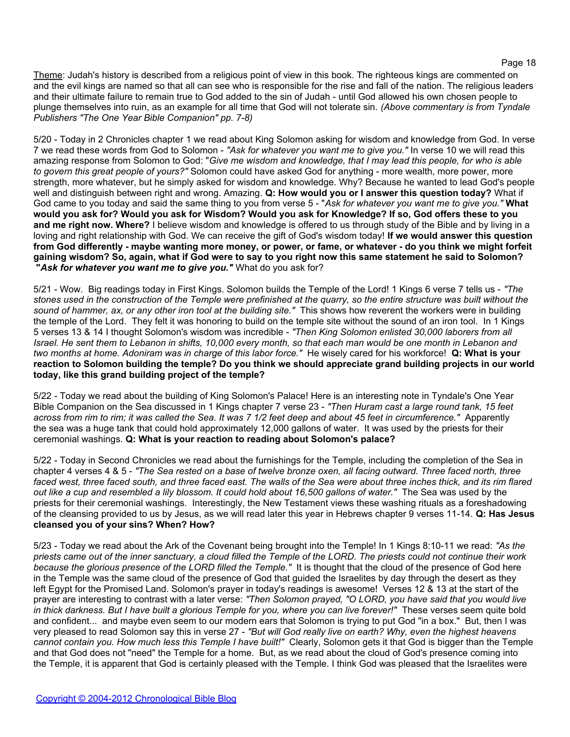Theme: Judah's history is described from a religious point of view in this book. The righteous kings are commented on and the evil kings are named so that all can see who is responsible for the rise and fall of the nation. The religious leaders and their ultimate failure to remain true to God added to the sin of Judah - until God allowed his own chosen people to plunge themselves into ruin, as an example for all time that God will not tolerate sin. *(Above commentary is from Tyndale Publishers "The One Year Bible Companion" pp. 7-8)*

5/20 - Today in 2 Chronicles chapter 1 we read about King Solomon asking for wisdom and knowledge from God. In verse 7 we read these words from God to Solomon - *"Ask for whatever you want me to give you."* In verse 10 we will read this amazing response from Solomon to God: "*Give me wisdom and knowledge, that I may lead this people, for who is able to govern this great people of yours?"* Solomon could have asked God for anything - more wealth, more power, more strength, more whatever, but he simply asked for wisdom and knowledge. Why? Because he wanted to lead God's people well and distinguish between right and wrong. Amazing. **Q: How would you or I answer this question today?** What if God came to you today and said the same thing to you from verse 5 - "*Ask for whatever you want me to give you."* **What would you ask for? Would you ask for Wisdom? Would you ask for Knowledge? If so, God offers these to you and me right now. Where?** I believe wisdom and knowledge is offered to us through study of the Bible and by living in a loving and right relationship with God. We can receive the gift of God's wisdom today! **If we would answer this question from God differently - maybe wanting more money, or power, or fame, or whatever - do you think we might forfeit gaining wisdom? So, again, what if God were to say to you right now this same statement he said to Solomon? "*Ask for whatever you want me to give you."*** What do you ask for?

5/21 - Wow. Big readings today in First Kings. Solomon builds the Temple of the Lord! 1 Kings 6 verse 7 tells us - *"The stones used in the construction of the Temple were prefinished at the quarry, so the entire structure was built without the sound of hammer, ax, or any other iron tool at the building site."* This shows how reverent the workers were in building the temple of the Lord. They felt it was honoring to build on the temple site without the sound of an iron tool. In 1 Kings 5 verses 13 & 14 I thought Solomon's wisdom was incredible - *"Then King Solomon enlisted 30,000 laborers from all Israel. He sent them to Lebanon in shifts, 10,000 every month, so that each man would be one month in Lebanon and two months at home. Adoniram was in charge of this labor force."* He wisely cared for his workforce! **Q: What is your reaction to Solomon building the temple? Do you think we should appreciate grand building projects in our world today, like this grand building project of the temple?**

5/22 - Today we read about the building of King Solomon's Palace! Here is an interesting note in Tyndale's One Year Bible Companion on the Sea discussed in 1 Kings chapter 7 verse 23 - *"Then Huram cast a large round tank, 15 feet across from rim to rim; it was called the Sea. It was 7 1/2 feet deep and about 45 feet in circumference."* Apparently the sea was a huge tank that could hold approximately 12,000 gallons of water. It was used by the priests for their ceremonial washings. **Q: What is your reaction to reading about Solomon's palace?**

5/22 - Today in Second Chronicles we read about the furnishings for the Temple, including the completion of the Sea in chapter 4 verses 4 & 5 - *"The Sea rested on a base of twelve bronze oxen, all facing outward. Three faced north, three faced west, three faced south, and three faced east. The walls of the Sea were about three inches thick, and its rim flared out like a cup and resembled a lily blossom. It could hold about 16,500 gallons of water."* The Sea was used by the priests for their ceremonial washings. Interestingly, the New Testament views these washing rituals as a foreshadowing of the cleansing provided to us by Jesus, as we will read later this year in Hebrews chapter 9 verses 11-14. **Q: Has Jesus cleansed you of your sins? When? How?**

5/23 - Today we read about the Ark of the Covenant being brought into the Temple! In 1 Kings 8:10-11 we read: *"As the priests came out of the inner sanctuary, a cloud filled the Temple of the LORD. The priests could not continue their work because the glorious presence of the LORD filled the Temple."* It is thought that the cloud of the presence of God here in the Temple was the same cloud of the presence of God that guided the Israelites by day through the desert as they left Egypt for the Promised Land. Solomon's prayer in today's readings is awesome! Verses 12 & 13 at the start of the prayer are interesting to contrast with a later verse: *"Then Solomon prayed, "O LORD, you have said that you would live in thick darkness. But I have built a glorious Temple for you, where you can live forever!"* These verses seem quite bold and confident... and maybe even seem to our modern ears that Solomon is trying to put God "in a box." But, then I was very pleased to read Solomon say this in verse 27 - *"But will God really live on earth? Why, even the highest heavens cannot contain you. How much less this Temple I have built!"* Clearly, Solomon gets it that God is bigger than the Temple and that God does not "need" the Temple for a home. But, as we read about the cloud of God's presence coming into the Temple, it is apparent that God is certainly pleased with the Temple. I think God was pleased that the Israelites were

Copyright © 2004-2012 Chronological Bible Blog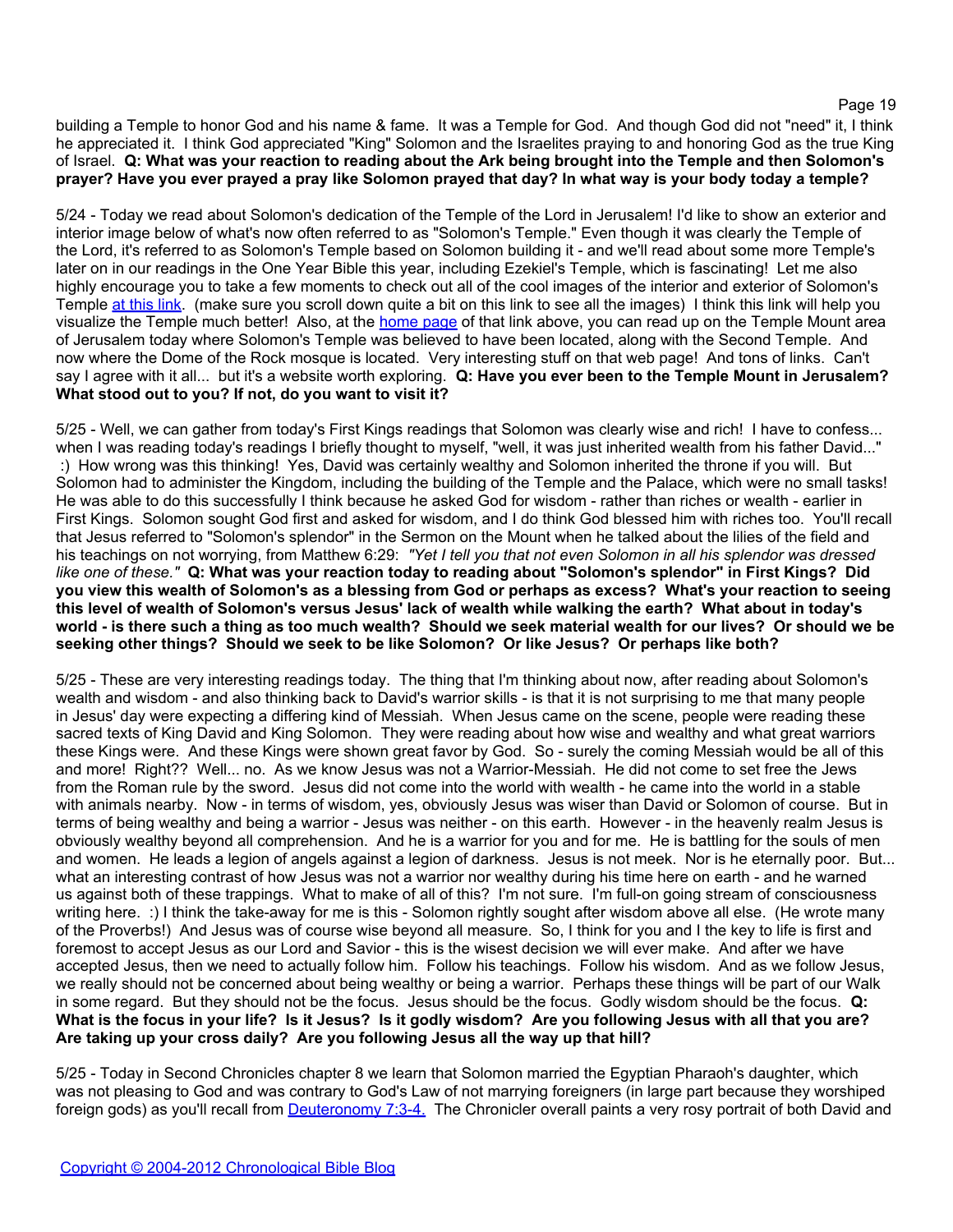building a Temple to honor God and his name & fame. It was a Temple for God. And though God did not "need" it, I think he appreciated it. I think God appreciated "King" Solomon and the Israelites praying to and honoring God as the true King of Israel. **Q: What was your reaction to reading about the Ark being brought into the Temple and then Solomon's prayer? Have you ever prayed a pray like Solomon prayed that day? In what way is your body today a temple?**

5/24 - Today we read about Solomon's dedication of the Temple of the Lord in Jerusalem! I'd like to show an exterior and interior image below of what's now often referred to as "Solomon's Temple." Even though it was clearly the Temple of the Lord, it's referred to as Solomon's Temple based on Solomon building it - and we'll read about some more Temple's later on in our readings in the One Year Bible this year, including Ezekiel's Temple, which is fascinating! Let me also highly encourage you to take a few moments to check out all of the cool images of the interior and exterior of Solomon's Temple at this link. (make sure you scroll down quite a bit on this link to see all the images) I think this link will help you visualize the Temple much better! Also, at the home page of that link above, you can read up on the Temple Mount area of Jerusalem today where Solomon's Temple was believed to have been located, along with the Second Temple. And now where the Dome of the Rock mosque is located. Very interesting stuff on that web page! And tons of links. Can't say I agree with it all... but it's a website worth exploring. **Q: Have you ever been to the Temple Mount in Jerusalem? What stood out to you? If not, do you want to visit it?**

5/25 - Well, we can gather from today's First Kings readings that Solomon was clearly wise and rich! I have to confess... when I was reading today's readings I briefly thought to myself, "well, it was just inherited wealth from his father David..." :) How wrong was this thinking! Yes, David was certainly wealthy and Solomon inherited the throne if you will. But Solomon had to administer the Kingdom, including the building of the Temple and the Palace, which were no small tasks! He was able to do this successfully I think because he asked God for wisdom - rather than riches or wealth - earlier in First Kings. Solomon sought God first and asked for wisdom, and I do think God blessed him with riches too. You'll recall that Jesus referred to "Solomon's splendor" in the Sermon on the Mount when he talked about the lilies of the field and his teachings on not worrying, from Matthew 6:29: *"Yet I tell you that not even Solomon in all his splendor was dressed like one of these."* **Q: What was your reaction today to reading about "Solomon's splendor" in First Kings? Did you view this wealth of Solomon's as a blessing from God or perhaps as excess? What's your reaction to seeing this level of wealth of Solomon's versus Jesus' lack of wealth while walking the earth? What about in today's world - is there such a thing as too much wealth? Should we seek material wealth for our lives? Or should we be seeking other things? Should we seek to be like Solomon? Or like Jesus? Or perhaps like both?**

5/25 - These are very interesting readings today. The thing that I'm thinking about now, after reading about Solomon's wealth and wisdom - and also thinking back to David's warrior skills - is that it is not surprising to me that many people in Jesus' day were expecting a differing kind of Messiah. When Jesus came on the scene, people were reading these sacred texts of King David and King Solomon. They were reading about how wise and wealthy and what great warriors these Kings were. And these Kings were shown great favor by God. So - surely the coming Messiah would be all of this and more! Right?? Well... no. As we know Jesus was not a Warrior-Messiah. He did not come to set free the Jews from the Roman rule by the sword. Jesus did not come into the world with wealth - he came into the world in a stable with animals nearby. Now - in terms of wisdom, yes, obviously Jesus was wiser than David or Solomon of course. But in terms of being wealthy and being a warrior - Jesus was neither - on this earth. However - in the heavenly realm Jesus is obviously wealthy beyond all comprehension. And he is a warrior for you and for me. He is battling for the souls of men and women. He leads a legion of angels against a legion of darkness. Jesus is not meek. Nor is he eternally poor. But... what an interesting contrast of how Jesus was not a warrior nor wealthy during his time here on earth - and he warned us against both of these trappings. What to make of all of this? I'm not sure. I'm full-on going stream of consciousness writing here. :) I think the take-away for me is this - Solomon rightly sought after wisdom above all else. (He wrote many of the Proverbs!) And Jesus was of course wise beyond all measure. So, I think for you and I the key to life is first and foremost to accept Jesus as our Lord and Savior - this is the wisest decision we will ever make. And after we have accepted Jesus, then we need to actually follow him. Follow his teachings. Follow his wisdom. And as we follow Jesus, we really should not be concerned about being wealthy or being a warrior. Perhaps these things will be part of our Walk in some regard. But they should not be the focus. Jesus should be the focus. Godly wisdom should be the focus. **Q: What is the focus in your life? Is it Jesus? Is it godly wisdom? Are you following Jesus with all that you are? Are taking up your cross daily? Are you following Jesus all the way up that hill?**

5/25 - Today in Second Chronicles chapter 8 we learn that Solomon married the Egyptian Pharaoh's daughter, which was not pleasing to God and was contrary to God's Law of not marrying foreigners (in large part because they worshiped foreign gods) as you'll recall from Deuteronomy 7:3-4. The Chronicler overall paints a very rosy portrait of both David and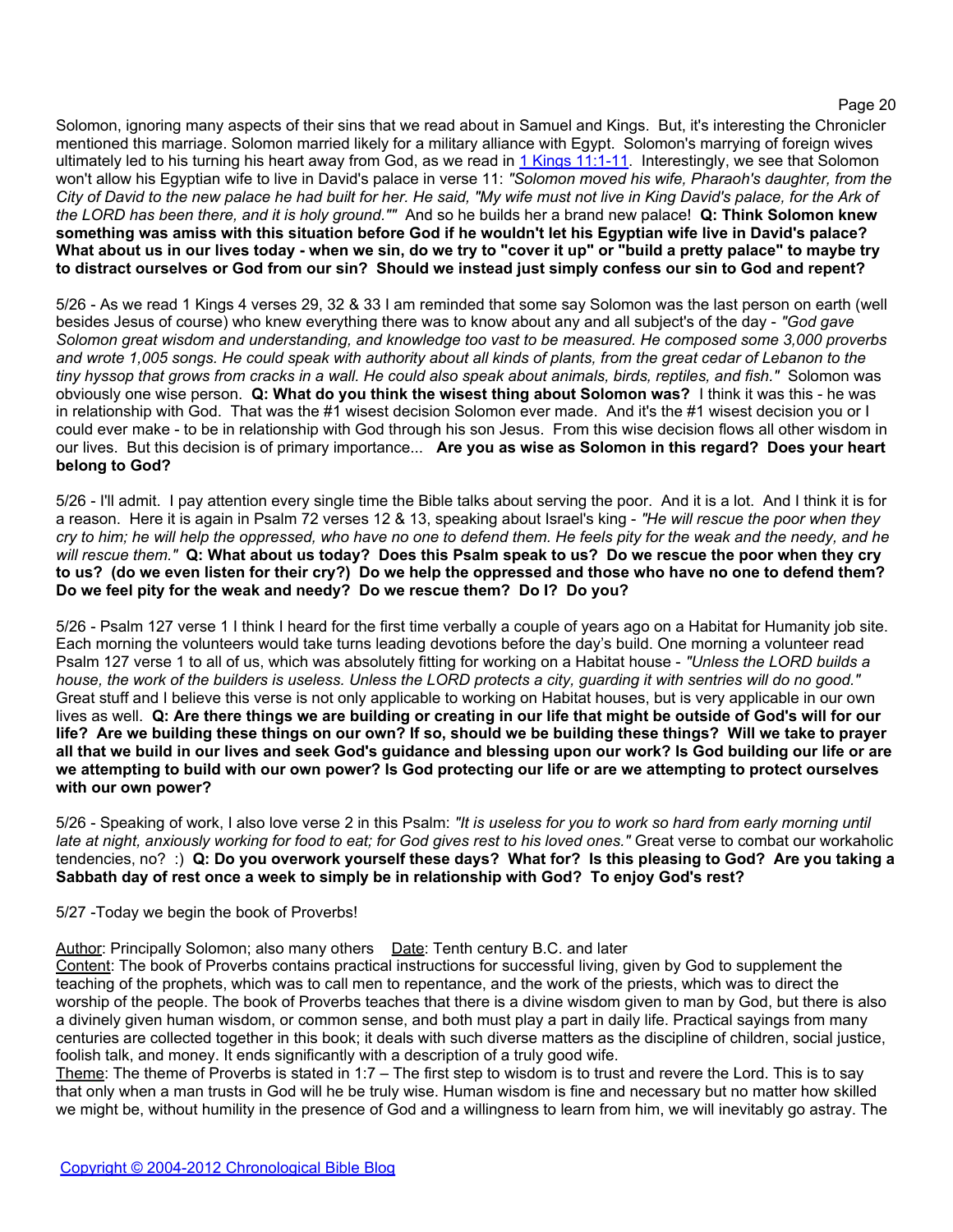Solomon, ignoring many aspects of their sins that we read about in Samuel and Kings. But, it's interesting the Chronicler mentioned this marriage. Solomon married likely for a military alliance with Egypt. Solomon's marrying of foreign wives ultimately led to his turning his heart away from God, as we read in [1 Kings 11:1-11](). Interestingly, we see that Solomon won't allow his Egyptian wife to live in David's palace in verse 11: *"Solomon moved his wife, Pharaoh's daughter, from the City of David to the new palace he had built for her. He said, "My wife must not live in King David's palace, for the Ark of the LORD has been there, and it is holy ground.""* And so he builds her a brand new palace! **Q: Think Solomon knew something was amiss with this situation before God if he wouldn't let his Egyptian wife live in David's palace? What about us in our lives today - when we sin, do we try to "cover it up" or "build a pretty palace" to maybe try to distract ourselves or God from our sin? Should we instead just simply confess our sin to God and repent?**

5/26 - As we read 1 Kings 4 verses 29, 32 & 33 I am reminded that some say Solomon was the last person on earth (well besides Jesus of course) who knew everything there was to know about any and all subject's of the day - *"God gave Solomon great wisdom and understanding, and knowledge too vast to be measured. He composed some 3,000 proverbs and wrote 1,005 songs. He could speak with authority about all kinds of plants, from the great cedar of Lebanon to the tiny hyssop that grows from cracks in a wall. He could also speak about animals, birds, reptiles, and fish."* Solomon was obviously one wise person. **Q: What do you think the wisest thing about Solomon was?** I think it was this - he was in relationship with God. That was the #1 wisest decision Solomon ever made. And it's the #1 wisest decision you or I could ever make - to be in relationship with God through his son Jesus. From this wise decision flows all other wisdom in our lives. But this decision is of primary importance... **Are you as wise as Solomon in this regard? Does your heart belong to God?**

5/26 - I'll admit. I pay attention every single time the Bible talks about serving the poor. And it is a lot. And I think it is for a reason. Here it is again in Psalm 72 verses 12 & 13, speaking about Israel's king - *"He will rescue the poor when they cry to him; he will help the oppressed, who have no one to defend them. He feels pity for the weak and the needy, and he will rescue them."* **Q: What about us today? Does this Psalm speak to us? Do we rescue the poor when they cry to us? (do we even listen for their cry?) Do we help the oppressed and those who have no one to defend them? Do we feel pity for the weak and needy? Do we rescue them? Do I? Do you?**

5/26 - Psalm 127 verse 1 I think I heard for the first time verbally a couple of years ago on a Habitat for Humanity job site. Each morning the volunteers would take turns leading devotions before the day's build. One morning a volunteer read Psalm 127 verse 1 to all of us, which was absolutely fitting for working on a Habitat house - *"Unless the LORD builds a house, the work of the builders is useless. Unless the LORD protects a city, guarding it with sentries will do no good."* Great stuff and I believe this verse is not only applicable to working on Habitat houses, but is very applicable in our own lives as well. **Q: Are there things we are building or creating in our life that might be outside of God's will for our life? Are we building these things on our own? If so, should we be building these things? Will we take to prayer all that we build in our lives and seek God's guidance and blessing upon our work? Is God building our life or are we attempting to build with our own power? Is God protecting our life or are we attempting to protect ourselves with our own power?**

5/26 - Speaking of work, I also love verse 2 in this Psalm: *"It is useless for you to work so hard from early morning until late at night, anxiously working for food to eat; for God gives rest to his loved ones."* Great verse to combat our workaholic tendencies, no? :) **Q: Do you overwork yourself these days? What for? Is this pleasing to God? Are you taking a Sabbath day of rest once a week to simply be in relationship with God? To enjoy God's rest?**

5/27 -Today we begin the book of Proverbs!

Author: Principally Solomon; also many others Date: Tenth century B.C. and later
Content: The book of Proverbs contains practical instructions for successful living, given by God to supplement the teaching of the prophets, which was to call men to repentance, and the work of the priests, which was to direct the worship of the people. The book of Proverbs teaches that there is a divine wisdom given to man by God, but there is also a divinely given human wisdom, or common sense, and both must play a part in daily life. Practical sayings from many centuries are collected together in this book; it deals with such diverse matters as the discipline of children, social justice, foolish talk, and money. It ends significantly with a description of a truly good wife.
Theme: The theme of Proverbs is stated in 1:7 – The first step to wisdom is to trust and revere the Lord. This is to say that only when a man trusts in God will he be truly wise. Human wisdom is fine and necessary but no matter how skilled we might be, without humility in the presence of God and a willingness to learn from him, we will inevitably go astray. The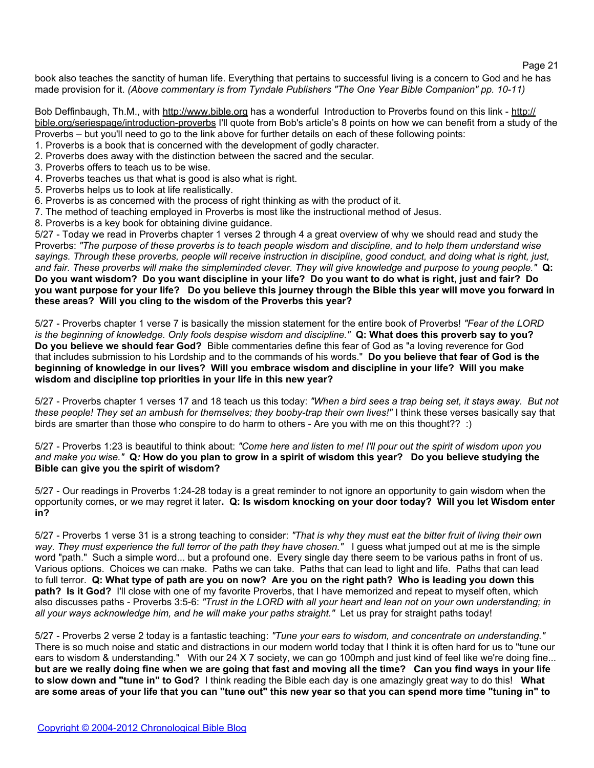book also teaches the sanctity of human life. Everything that pertains to successful living is a concern to God and he has made provision for it. *(Above commentary is from Tyndale Publishers "The One Year Bible Companion" pp. 10-11)*

Bob Deffinbaugh, Th.M., with http://www.bible.org has a wonderful Introduction to Proverbs found on this link - http://bible.org/seriespage/introduction-proverbs I'll quote from Bob's article's 8 points on how we can benefit from a study of the Proverbs – but you'll need to go to the link above for further details on each of these following points:

1. Proverbs is a book that is concerned with the development of godly character.
2. Proverbs does away with the distinction between the sacred and the secular.
3. Proverbs offers to teach us to be wise.
4. Proverbs teaches us that what is good is also what is right.
5. Proverbs helps us to look at life realistically.
6. Proverbs is as concerned with the process of right thinking as with the product of it.
7. The method of teaching employed in Proverbs is most like the instructional method of Jesus.
8. Proverbs is a key book for obtaining divine guidance.

5/27 - Today we read in Proverbs chapter 1 verses 2 through 4 a great overview of why we should read and study the Proverbs: *"The purpose of these proverbs is to teach people wisdom and discipline, and to help them understand wise sayings. Through these proverbs, people will receive instruction in discipline, good conduct, and doing what is right, just, and fair. These proverbs will make the simpleminded clever. They will give knowledge and purpose to young people."* **Q: Do you want wisdom? Do you want discipline in your life? Do you want to do what is right, just and fair? Do you want purpose for your life? Do you believe this journey through the Bible this year will move you forward in these areas? Will you cling to the wisdom of the Proverbs this year?**

5/27 - Proverbs chapter 1 verse 7 is basically the mission statement for the entire book of Proverbs! *"Fear of the LORD is the beginning of knowledge. Only fools despise wisdom and discipline."* **Q: What does this proverb say to you? Do you believe we should fear God?** Bible commentaries define this fear of God as "a loving reverence for God that includes submission to his Lordship and to the commands of his words." **Do you believe that fear of God is the beginning of knowledge in our lives? Will you embrace wisdom and discipline in your life? Will you make wisdom and discipline top priorities in your life in this new year?**

5/27 - Proverbs chapter 1 verses 17 and 18 teach us this today: *"When a bird sees a trap being set, it stays away. But not these people! They set an ambush for themselves; they booby-trap their own lives!"* I think these verses basically say that birds are smarter than those who conspire to do harm to others - Are you with me on this thought?? :)

5/27 - Proverbs 1:23 is beautiful to think about: *"Come here and listen to me! I'll pour out the spirit of wisdom upon you and make you wise."* **Q: How do you plan to grow in a spirit of wisdom this year? Do you believe studying the Bible can give you the spirit of wisdom?**

5/27 - Our readings in Proverbs 1:24-28 today is a great reminder to not ignore an opportunity to gain wisdom when the opportunity comes, or we may regret it later**. Q: Is wisdom knocking on your door today? Will you let Wisdom enter in?**

5/27 - Proverbs 1 verse 31 is a strong teaching to consider: *"That is why they must eat the bitter fruit of living their own way. They must experience the full terror of the path they have chosen."* I guess what jumped out at me is the simple word "path." Such a simple word... but a profound one. Every single day there seem to be various paths in front of us. Various options. Choices we can make. Paths we can take. Paths that can lead to light and life. Paths that can lead to full terror. **Q: What type of path are you on now? Are you on the right path? Who is leading you down this path? Is it God?** I'll close with one of my favorite Proverbs, that I have memorized and repeat to myself often, which also discusses paths - Proverbs 3:5-6: *"Trust in the LORD with all your heart and lean not on your own understanding; in all your ways acknowledge him, and he will make your paths straight."* Let us pray for straight paths today!

5/27 - Proverbs 2 verse 2 today is a fantastic teaching: *"Tune your ears to wisdom, and concentrate on understanding."* There is so much noise and static and distractions in our modern world today that I think it is often hard for us to "tune our ears to wisdom & understanding." With our 24 X 7 society, we can go 100mph and just kind of feel like we're doing fine... **but are we really doing fine when we are going that fast and moving all the time? Can you find ways in your life to slow down and "tune in" to God?** I think reading the Bible each day is one amazingly great way to do this! **What are some areas of your life that you can "tune out" this new year so that you can spend more time "tuning in" to**

Copyright © 2004-2012 Chronological Bible Blog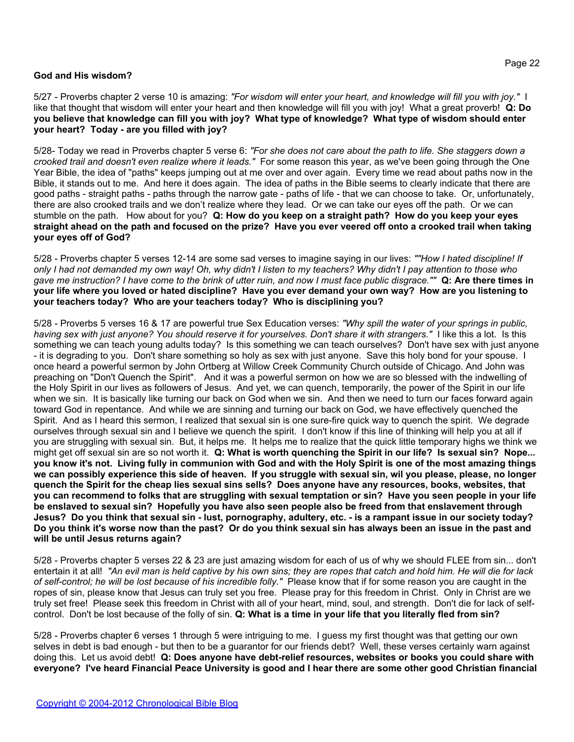**God and His wisdom?**

5/27 - Proverbs chapter 2 verse 10 is amazing: *"For wisdom will enter your heart, and knowledge will fill you with joy."* I like that thought that wisdom will enter your heart and then knowledge will fill you with joy! What a great proverb! **Q: Do you believe that knowledge can fill you with joy? What type of knowledge? What type of wisdom should enter your heart? Today - are you filled with joy?**

5/28- Today we read in Proverbs chapter 5 verse 6: *"For she does not care about the path to life. She staggers down a crooked trail and doesn't even realize where it leads."* For some reason this year, as we've been going through the One Year Bible, the idea of "paths" keeps jumping out at me over and over again. Every time we read about paths now in the Bible, it stands out to me. And here it does again. The idea of paths in the Bible seems to clearly indicate that there are good paths - straight paths - paths through the narrow gate - paths of life - that we can choose to take. Or, unfortunately, there are also crooked trails and we don't realize where they lead. Or we can take our eyes off the path. Or we can stumble on the path. How about for you? **Q: How do you keep on a straight path? How do you keep your eyes straight ahead on the path and focused on the prize? Have you ever veered off onto a crooked trail when taking your eyes off of God?**

5/28 - Proverbs chapter 5 verses 12-14 are some sad verses to imagine saying in our lives: *""How I hated discipline! If only I had not demanded my own way! Oh, why didn't I listen to my teachers? Why didn't I pay attention to those who gave me instruction? I have come to the brink of utter ruin, and now I must face public disgrace.""* **Q: Are there times in your life where you loved or hated discipline? Have you ever demand your own way? How are you listening to your teachers today? Who are your teachers today? Who is disciplining you?**

5/28 - Proverbs 5 verses 16 & 17 are powerful true Sex Education verses: *"Why spill the water of your springs in public, having sex with just anyone? You should reserve it for yourselves. Don't share it with strangers."* I like this a lot. Is this something we can teach young adults today? Is this something we can teach ourselves? Don't have sex with just anyone - it is degrading to you. Don't share something so holy as sex with just anyone. Save this holy bond for your spouse. I once heard a powerful sermon by John Ortberg at Willow Creek Community Church outside of Chicago. And John was preaching on "Don't Quench the Spirit". And it was a powerful sermon on how we are so blessed with the indwelling of the Holy Spirit in our lives as followers of Jesus. And yet, we can quench, temporarily, the power of the Spirit in our life when we sin. It is basically like turning our back on God when we sin. And then we need to turn our faces forward again toward God in repentance. And while we are sinning and turning our back on God, we have effectively quenched the Spirit. And as I heard this sermon, I realized that sexual sin is one sure-fire quick way to quench the spirit. We degrade ourselves through sexual sin and I believe we quench the spirit. I don't know if this line of thinking will help you at all if you are struggling with sexual sin. But, it helps me. It helps me to realize that the quick little temporary highs we think we might get off sexual sin are so not worth it. **Q: What is worth quenching the Spirit in our life? Is sexual sin? Nope... you know it's not. Living fully in communion with God and with the Holy Spirit is one of the most amazing things we can possibly experience this side of heaven. If you struggle with sexual sin, wil you please, please, no longer quench the Spirit for the cheap lies sexual sins sells? Does anyone have any resources, books, websites, that you can recommend to folks that are struggling with sexual temptation or sin? Have you seen people in your life be enslaved to sexual sin? Hopefully you have also seen people also be freed from that enslavement through Jesus? Do you think that sexual sin - lust, pornography, adultery, etc. - is a rampant issue in our society today? Do you think it's worse now than the past? Or do you think sexual sin has always been an issue in the past and will be until Jesus returns again?**

5/28 - Proverbs chapter 5 verses 22 & 23 are just amazing wisdom for each of us of why we should FLEE from sin... don't entertain it at all! *"An evil man is held captive by his own sins; they are ropes that catch and hold him. He will die for lack of self-control; he will be lost because of his incredible folly."* Please know that if for some reason you are caught in the ropes of sin, please know that Jesus can truly set you free. Please pray for this freedom in Christ. Only in Christ are we truly set free! Please seek this freedom in Christ with all of your heart, mind, soul, and strength. Don't die for lack of self-control. Don't be lost because of the folly of sin. **Q: What is a time in your life that you literally fled from sin?**

5/28 - Proverbs chapter 6 verses 1 through 5 were intriguing to me. I guess my first thought was that getting our own selves in debt is bad enough - but then to be a guarantor for our friends debt? Well, these verses certainly warn against doing this. Let us avoid debt! **Q: Does anyone have debt-relief resources, websites or books you could share with everyone? I've heard Financial Peace University is good and I hear there are some other good Christian financial**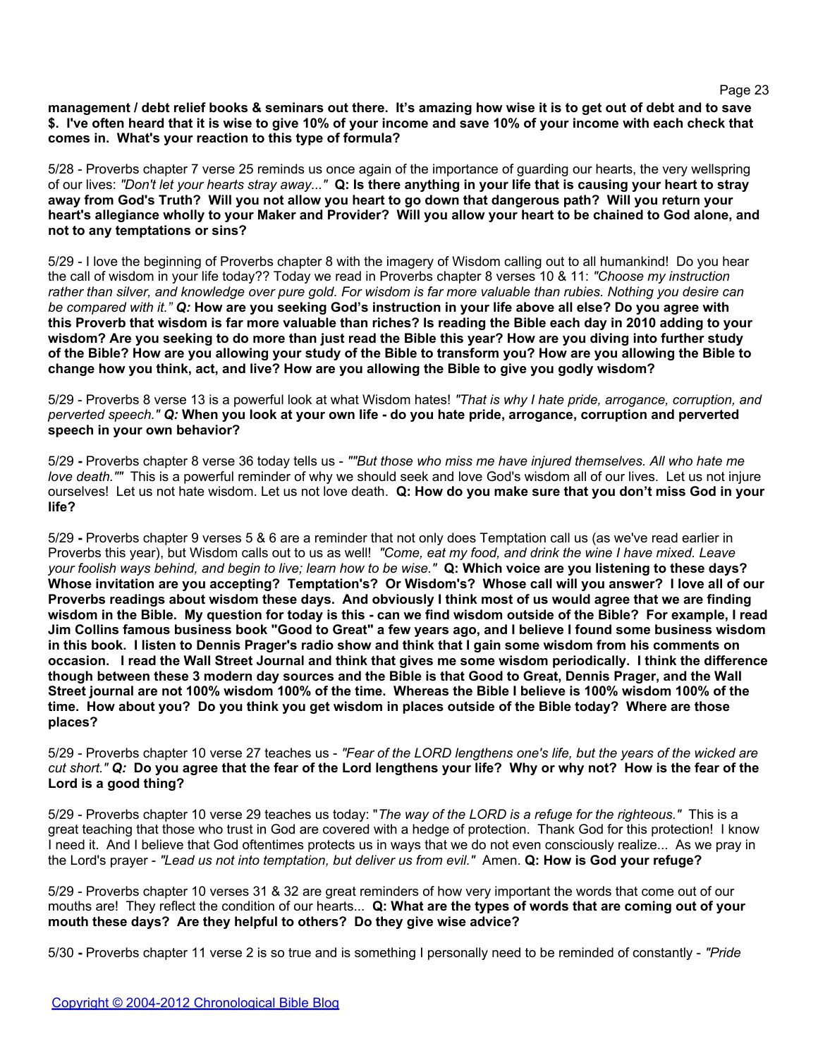**management / debt relief books & seminars out there. It's amazing how wise it is to get out of debt and to save $. I've often heard that it is wise to give 10% of your income and save 10% of your income with each check that comes in. What's your reaction to this type of formula?**

5/28 - Proverbs chapter 7 verse 25 reminds us once again of the importance of guarding our hearts, the very wellspring of our lives: *"Don't let your hearts stray away..."* **Q: Is there anything in your life that is causing your heart to stray away from God's Truth? Will you not allow you heart to go down that dangerous path? Will you return your heart's allegiance wholly to your Maker and Provider? Will you allow your heart to be chained to God alone, and not to any temptations or sins?**

5/29 - I love the beginning of Proverbs chapter 8 with the imagery of Wisdom calling out to all humankind! Do you hear the call of wisdom in your life today?? Today we read in Proverbs chapter 8 verses 10 & 11: *"Choose my instruction rather than silver, and knowledge over pure gold. For wisdom is far more valuable than rubies. Nothing you desire can be compared with it."* ***Q:*** **How are you seeking God's instruction in your life above all else? Do you agree with this Proverb that wisdom is far more valuable than riches? Is reading the Bible each day in 2010 adding to your wisdom? Are you seeking to do more than just read the Bible this year? How are you diving into further study of the Bible? How are you allowing your study of the Bible to transform you? How are you allowing the Bible to change how you think, act, and live? How are you allowing the Bible to give you godly wisdom?**

5/29 - Proverbs 8 verse 13 is a powerful look at what Wisdom hates! *"That is why I hate pride, arrogance, corruption, and perverted speech."* ***Q:*** **When you look at your own life - do you hate pride, arrogance, corruption and perverted speech in your own behavior?**

5/29 **-** Proverbs chapter 8 verse 36 today tells us - *""But those who miss me have injured themselves. All who hate me love death.""* This is a powerful reminder of why we should seek and love God's wisdom all of our lives. Let us not injure ourselves! Let us not hate wisdom. Let us not love death. **Q: How do you make sure that you don't miss God in your life?**

5/29 **-** Proverbs chapter 9 verses 5 & 6 are a reminder that not only does Temptation call us (as we've read earlier in Proverbs this year), but Wisdom calls out to us as well! *"Come, eat my food, and drink the wine I have mixed. Leave your foolish ways behind, and begin to live; learn how to be wise."* **Q: Which voice are you listening to these days? Whose invitation are you accepting? Temptation's? Or Wisdom's? Whose call will you answer? I love all of our Proverbs readings about wisdom these days. And obviously I think most of us would agree that we are finding wisdom in the Bible. My question for today is this - can we find wisdom outside of the Bible? For example, I read Jim Collins famous business book "Good to Great" a few years ago, and I believe I found some business wisdom in this book. I listen to Dennis Prager's radio show and think that I gain some wisdom from his comments on occasion. I read the Wall Street Journal and think that gives me some wisdom periodically. I think the difference though between these 3 modern day sources and the Bible is that Good to Great, Dennis Prager, and the Wall Street journal are not 100% wisdom 100% of the time. Whereas the Bible I believe is 100% wisdom 100% of the time. How about you? Do you think you get wisdom in places outside of the Bible today? Where are those places?**

5/29 - Proverbs chapter 10 verse 27 teaches us - *"Fear of the LORD lengthens one's life, but the years of the wicked are cut short."* ***Q:*** **Do you agree that the fear of the Lord lengthens your life? Why or why not? How is the fear of the Lord is a good thing?**

5/29 - Proverbs chapter 10 verse 29 teaches us today: "*The way of the LORD is a refuge for the righteous."* This is a great teaching that those who trust in God are covered with a hedge of protection. Thank God for this protection! I know I need it. And I believe that God oftentimes protects us in ways that we do not even consciously realize... As we pray in the Lord's prayer - *"Lead us not into temptation, but deliver us from evil."* Amen. **Q: How is God your refuge?**

5/29 - Proverbs chapter 10 verses 31 & 32 are great reminders of how very important the words that come out of our mouths are! They reflect the condition of our hearts... **Q: What are the types of words that are coming out of your mouth these days? Are they helpful to others? Do they give wise advice?**

5/30 **-** Proverbs chapter 11 verse 2 is so true and is something I personally need to be reminded of constantly - *"Pride*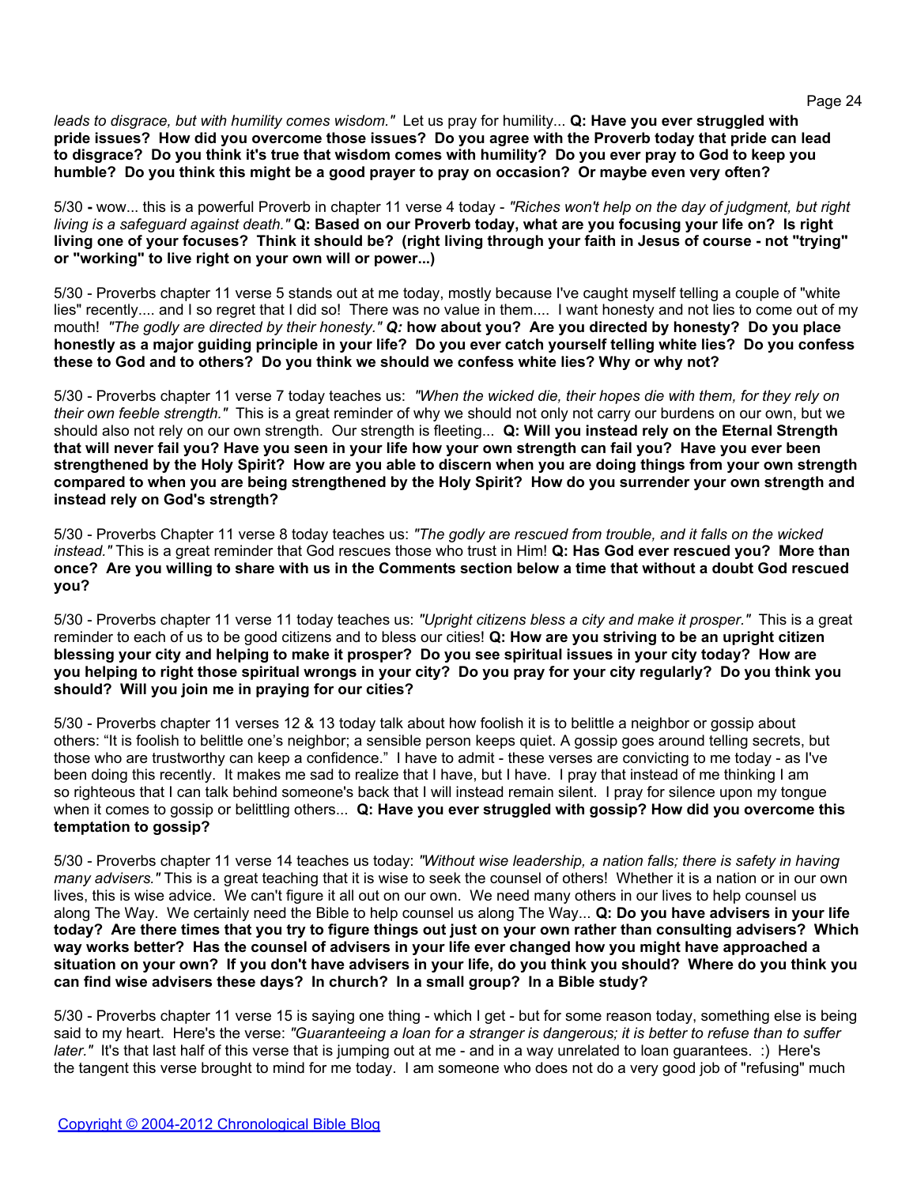*leads to disgrace, but with humility comes wisdom."* Let us pray for humility... **Q: Have you ever struggled with pride issues? How did you overcome those issues? Do you agree with the Proverb today that pride can lead to disgrace? Do you think it's true that wisdom comes with humility? Do you ever pray to God to keep you humble? Do you think this might be a good prayer to pray on occasion? Or maybe even very often?**

5/30 **-** wow... this is a powerful Proverb in chapter 11 verse 4 today - *"Riches won't help on the day of judgment, but right living is a safeguard against death."* **Q: Based on our Proverb today, what are you focusing your life on? Is right living one of your focuses? Think it should be? (right living through your faith in Jesus of course - not "trying" or "working" to live right on your own will or power...)**

5/30 - Proverbs chapter 11 verse 5 stands out at me today, mostly because I've caught myself telling a couple of "white lies" recently.... and I so regret that I did so! There was no value in them.... I want honesty and not lies to come out of my mouth! *"The godly are directed by their honesty."* ***Q:*** **how about you? Are you directed by honesty? Do you place honestly as a major guiding principle in your life? Do you ever catch yourself telling white lies? Do you confess these to God and to others? Do you think we should we confess white lies? Why or why not?**

5/30 - Proverbs chapter 11 verse 7 today teaches us: *"When the wicked die, their hopes die with them, for they rely on their own feeble strength."* This is a great reminder of why we should not only not carry our burdens on our own, but we should also not rely on our own strength. Our strength is fleeting... **Q: Will you instead rely on the Eternal Strength that will never fail you? Have you seen in your life how your own strength can fail you? Have you ever been strengthened by the Holy Spirit? How are you able to discern when you are doing things from your own strength compared to when you are being strengthened by the Holy Spirit? How do you surrender your own strength and instead rely on God's strength?**

5/30 - Proverbs Chapter 11 verse 8 today teaches us: *"The godly are rescued from trouble, and it falls on the wicked instead."* This is a great reminder that God rescues those who trust in Him! **Q: Has God ever rescued you? More than once? Are you willing to share with us in the Comments section below a time that without a doubt God rescued you?**

5/30 - Proverbs chapter 11 verse 11 today teaches us: *"Upright citizens bless a city and make it prosper."* This is a great reminder to each of us to be good citizens and to bless our cities! **Q: How are you striving to be an upright citizen blessing your city and helping to make it prosper? Do you see spiritual issues in your city today? How are you helping to right those spiritual wrongs in your city? Do you pray for your city regularly? Do you think you should? Will you join me in praying for our cities?**

5/30 - Proverbs chapter 11 verses 12 & 13 today talk about how foolish it is to belittle a neighbor or gossip about others: "It is foolish to belittle one's neighbor; a sensible person keeps quiet. A gossip goes around telling secrets, but those who are trustworthy can keep a confidence." I have to admit - these verses are convicting to me today - as I've been doing this recently. It makes me sad to realize that I have, but I have. I pray that instead of me thinking I am so righteous that I can talk behind someone's back that I will instead remain silent. I pray for silence upon my tongue when it comes to gossip or belittling others... **Q: Have you ever struggled with gossip? How did you overcome this temptation to gossip?**

5/30 - Proverbs chapter 11 verse 14 teaches us today: *"Without wise leadership, a nation falls; there is safety in having many advisers."* This is a great teaching that it is wise to seek the counsel of others! Whether it is a nation or in our own lives, this is wise advice. We can't figure it all out on our own. We need many others in our lives to help counsel us along The Way. We certainly need the Bible to help counsel us along The Way... **Q: Do you have advisers in your life today? Are there times that you try to figure things out just on your own rather than consulting advisers? Which way works better? Has the counsel of advisers in your life ever changed how you might have approached a situation on your own? If you don't have advisers in your life, do you think you should? Where do you think you can find wise advisers these days? In church? In a small group? In a Bible study?**

5/30 - Proverbs chapter 11 verse 15 is saying one thing - which I get - but for some reason today, something else is being said to my heart. Here's the verse: *"Guaranteeing a loan for a stranger is dangerous; it is better to refuse than to suffer later."* It's that last half of this verse that is jumping out at me - and in a way unrelated to loan guarantees. :) Here's the tangent this verse brought to mind for me today. I am someone who does not do a very good job of "refusing" much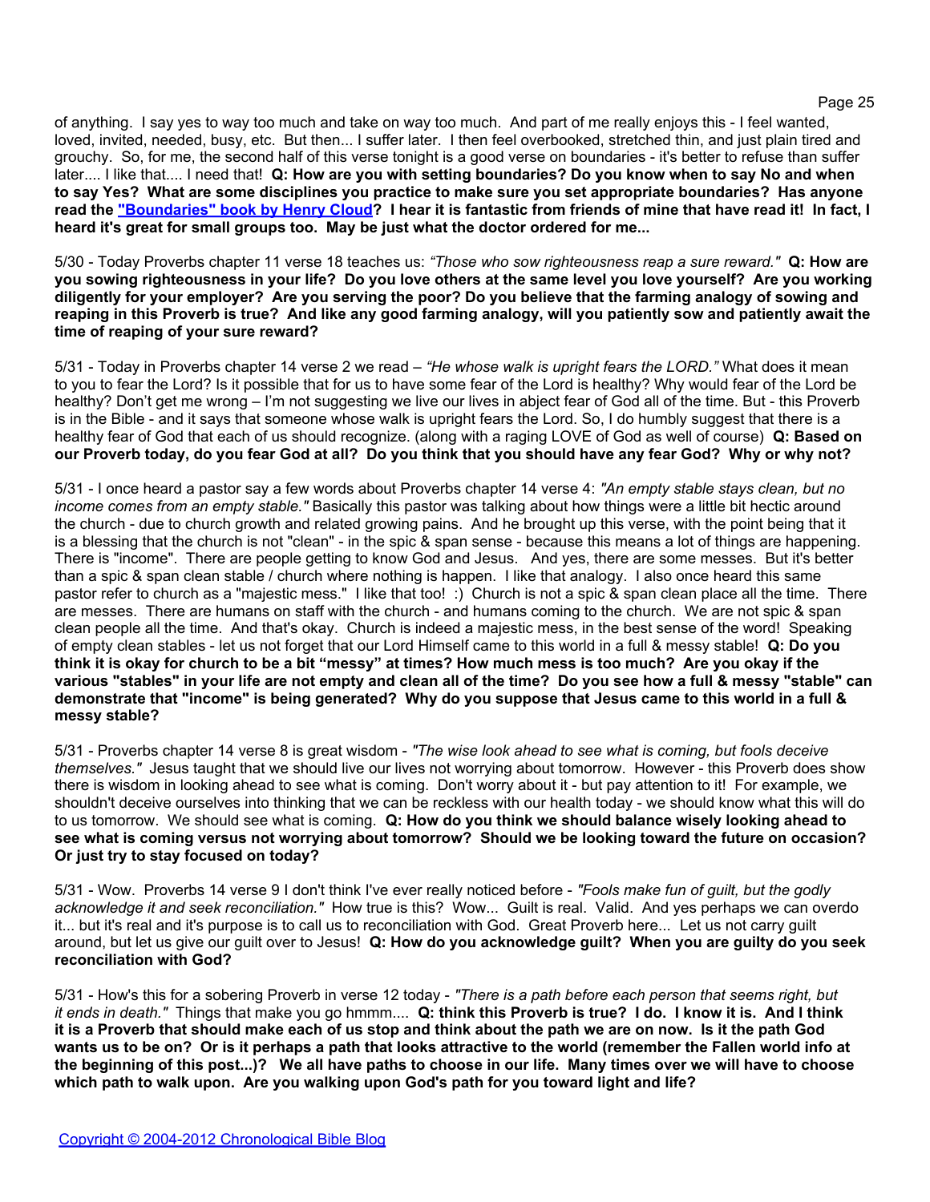of anything. I say yes to way too much and take on way too much. And part of me really enjoys this - I feel wanted, loved, invited, needed, busy, etc. But then... I suffer later. I then feel overbooked, stretched thin, and just plain tired and grouchy. So, for me, the second half of this verse tonight is a good verse on boundaries - it's better to refuse than suffer later.... I like that.... I need that! **Q: How are you with setting boundaries? Do you know when to say No and when to say Yes? What are some disciplines you practice to make sure you set appropriate boundaries? Has anyone read the ["Boundaries" book by Henry Cloud]? I hear it is fantastic from friends of mine that have read it! In fact, I heard it's great for small groups too. May be just what the doctor ordered for me...**

5/30 - Today Proverbs chapter 11 verse 18 teaches us: *"Those who sow righteousness reap a sure reward."* **Q: How are you sowing righteousness in your life? Do you love others at the same level you love yourself? Are you working diligently for your employer? Are you serving the poor? Do you believe that the farming analogy of sowing and reaping in this Proverb is true? And like any good farming analogy, will you patiently sow and patiently await the time of reaping of your sure reward?**

5/31 - Today in Proverbs chapter 14 verse 2 we read – *"He whose walk is upright fears the LORD."* What does it mean to you to fear the Lord? Is it possible that for us to have some fear of the Lord is healthy? Why would fear of the Lord be healthy? Don't get me wrong – I'm not suggesting we live our lives in abject fear of God all of the time. But - this Proverb is in the Bible - and it says that someone whose walk is upright fears the Lord. So, I do humbly suggest that there is a healthy fear of God that each of us should recognize. (along with a raging LOVE of God as well of course) **Q: Based on our Proverb today, do you fear God at all? Do you think that you should have any fear God? Why or why not?**

5/31 - I once heard a pastor say a few words about Proverbs chapter 14 verse 4: *"An empty stable stays clean, but no income comes from an empty stable."* Basically this pastor was talking about how things were a little bit hectic around the church - due to church growth and related growing pains. And he brought up this verse, with the point being that it is a blessing that the church is not "clean" - in the spic & span sense - because this means a lot of things are happening. There is "income". There are people getting to know God and Jesus. And yes, there are some messes. But it's better than a spic & span clean stable / church where nothing is happen. I like that analogy. I also once heard this same pastor refer to church as a "majestic mess." I like that too! :) Church is not a spic & span clean place all the time. There are messes. There are humans on staff with the church - and humans coming to the church. We are not spic & span clean people all the time. And that's okay. Church is indeed a majestic mess, in the best sense of the word! Speaking of empty clean stables - let us not forget that our Lord Himself came to this world in a full & messy stable! **Q: Do you think it is okay for church to be a bit "messy" at times? How much mess is too much? Are you okay if the various "stables" in your life are not empty and clean all of the time? Do you see how a full & messy "stable" can demonstrate that "income" is being generated? Why do you suppose that Jesus came to this world in a full & messy stable?**

5/31 - Proverbs chapter 14 verse 8 is great wisdom - *"The wise look ahead to see what is coming, but fools deceive themselves."* Jesus taught that we should live our lives not worrying about tomorrow. However - this Proverb does show there is wisdom in looking ahead to see what is coming. Don't worry about it - but pay attention to it! For example, we shouldn't deceive ourselves into thinking that we can be reckless with our health today - we should know what this will do to us tomorrow. We should see what is coming. **Q: How do you think we should balance wisely looking ahead to see what is coming versus not worrying about tomorrow? Should we be looking toward the future on occasion? Or just try to stay focused on today?**

5/31 - Wow. Proverbs 14 verse 9 I don't think I've ever really noticed before - *"Fools make fun of guilt, but the godly acknowledge it and seek reconciliation."* How true is this? Wow... Guilt is real. Valid. And yes perhaps we can overdo it... but it's real and it's purpose is to call us to reconciliation with God. Great Proverb here... Let us not carry guilt around, but let us give our guilt over to Jesus! **Q: How do you acknowledge guilt? When you are guilty do you seek reconciliation with God?**

5/31 - How's this for a sobering Proverb in verse 12 today - *"There is a path before each person that seems right, but it ends in death."* Things that make you go hmmm.... **Q: think this Proverb is true? I do. I know it is. And I think it is a Proverb that should make each of us stop and think about the path we are on now. Is it the path God wants us to be on? Or is it perhaps a path that looks attractive to the world (remember the Fallen world info at the beginning of this post...)? We all have paths to choose in our life. Many times over we will have to choose which path to walk upon. Are you walking upon God's path for you toward light and life?**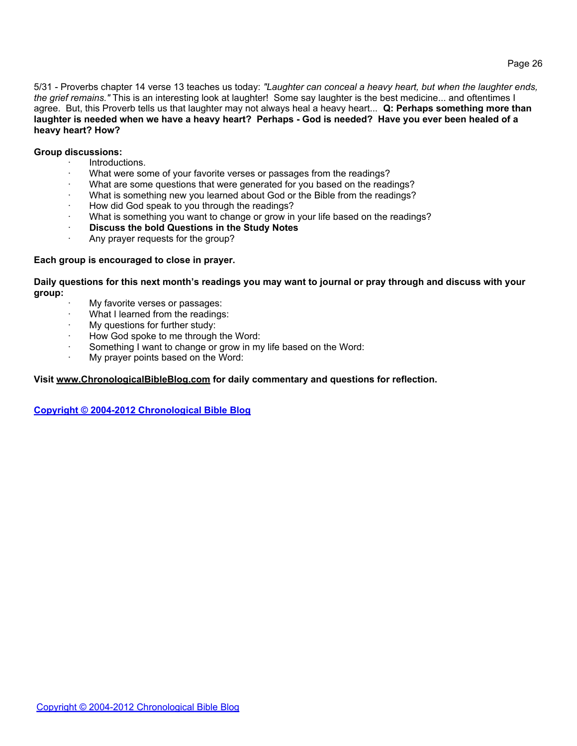5/31 - Proverbs chapter 14 verse 13 teaches us today: *"Laughter can conceal a heavy heart, but when the laughter ends, the grief remains."* This is an interesting look at laughter! Some say laughter is the best medicine... and oftentimes I agree. But, this Proverb tells us that laughter may not always heal a heavy heart... **Q: Perhaps something more than laughter is needed when we have a heavy heart? Perhaps - God is needed? Have you ever been healed of a heavy heart? How?**

**Group discussions:**

- Introductions.
- What were some of your favorite verses or passages from the readings?
- What are some questions that were generated for you based on the readings?
- What is something new you learned about God or the Bible from the readings?
- How did God speak to you through the readings?
- What is something you want to change or grow in your life based on the readings?
- **Discuss the bold Questions in the Study Notes**
- Any prayer requests for the group?

**Each group is encouraged to close in prayer.**

**Daily questions for this next month's readings you may want to journal or pray through and discuss with your group:**

- My favorite verses or passages:
- What I learned from the readings:
- My questions for further study:
- How God spoke to me through the Word:
- Something I want to change or grow in my life based on the Word:
- My prayer points based on the Word:

**Visit www.ChronologicalBibleBlog.com for daily commentary and questions for reflection.**

**Copyright © 2004-2012 Chronological Bible Blog**